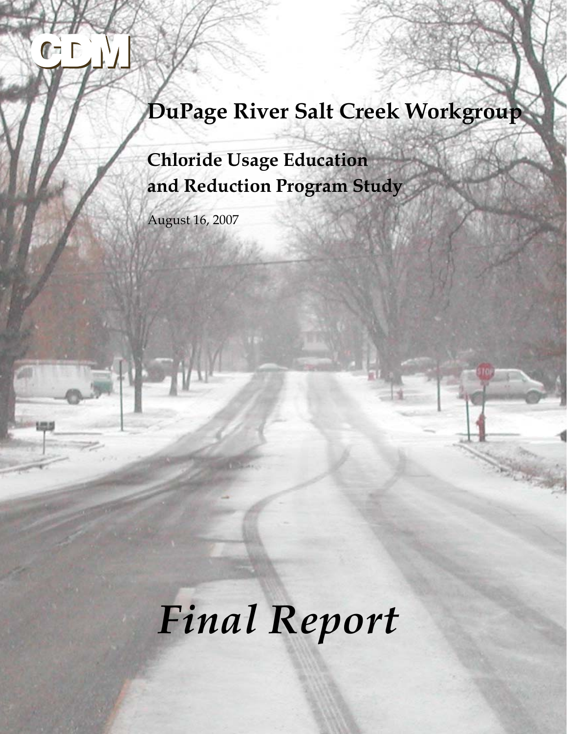CDM

# DuPage River Salt Creek Workgroup

## Chloride Usage Education and Reduction Program Study

August 16, 2007

*Final Report*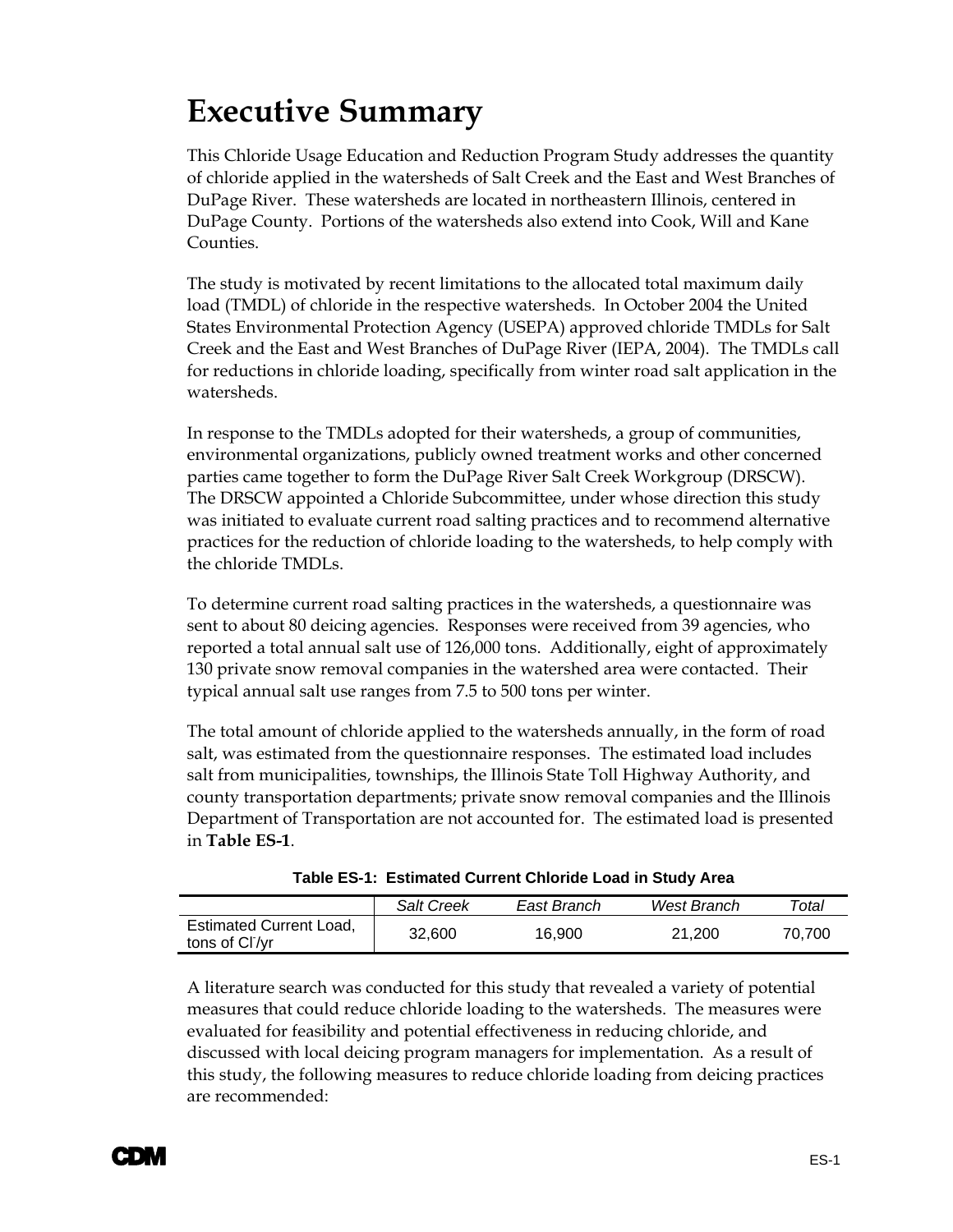# Executive Summary

This Chloride Usage Education and Reduction Program Study addresses the quantity of chloride applied in the watersheds of Salt Creek and the East and West Branches of DuPage River. These watersheds are located in northeastern Illinois, centered in DuPage County. Portions of the watersheds also extend into Cook, Will and Kane Counties.

The study is motivated by recent limitations to the allocated total maximum daily load (TMDL) of chloride in the respective watersheds. In October 2004 the United States Environmental Protection Agency (USEPA) approved chloride TMDLs for Salt Creek and the East and West Branches of DuPage River (IEPA, 2004). The TMDLs call for reductions in chloride loading, specifically from winter road salt application in the watersheds.

In response to the TMDLs adopted for their watersheds, a group of communities, environmental organizations, publicly owned treatment works and other concerned parties came together to form the DuPage River Salt Creek Workgroup (DRSCW). The DRSCW appointed a Chloride Subcommittee, under whose direction this study was initiated to evaluate current road salting practices and to recommend alternative practices for the reduction of chloride loading to the watersheds, to help comply with the chloride TMDLs.

To determine current road salting practices in the watersheds, a questionnaire was sent to about 80 deicing agencies. Responses were received from 39 agencies, who reported a total annual salt use of 126,000 tons. Additionally, eight of approximately 130 private snow removal companies in the watershed area were contacted. Their typical annual salt use ranges from 7.5 to 500 tons per winter.

The total amount of chloride applied to the watersheds annually, in the form of road salt, was estimated from the questionnaire responses. The estimated load includes salt from municipalities, townships, the Illinois State Toll Highway Authority, and county transportation departments; private snow removal companies and the Illinois Department of Transportation are not accounted for. The estimated load is presented in **Table ES-1**.

**Table ES-1: Estimated Current Chloride Load in Study Area**

| | *Salt Creek* | *East Branch* | *West Branch* | *Total* |
|---|---|---|---|---|
| Estimated Current Load, tons of $Cl^{-}$/yr | 32,600 | 16,900 | 21,200 | 70,700 |

A literature search was conducted for this study that revealed a variety of potential measures that could reduce chloride loading to the watersheds. The measures were evaluated for feasibility and potential effectiveness in reducing chloride, and discussed with local deicing program managers for implementation. As a result of this study, the following measures to reduce chloride loading from deicing practices are recommended: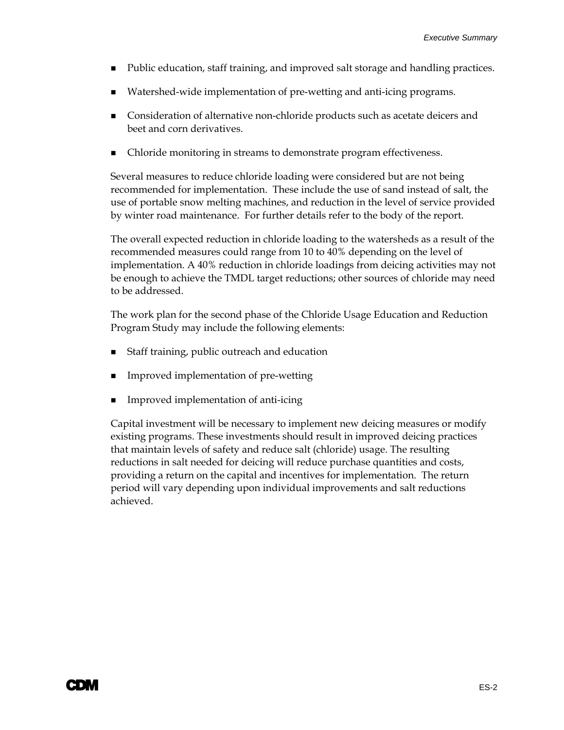- Public education, staff training, and improved salt storage and handling practices.
- Watershed-wide implementation of pre-wetting and anti-icing programs.
- Consideration of alternative non-chloride products such as acetate deicers and beet and corn derivatives.
- Chloride monitoring in streams to demonstrate program effectiveness.

Several measures to reduce chloride loading were considered but are not being recommended for implementation. These include the use of sand instead of salt, the use of portable snow melting machines, and reduction in the level of service provided by winter road maintenance. For further details refer to the body of the report.

The overall expected reduction in chloride loading to the watersheds as a result of the recommended measures could range from 10 to 40% depending on the level of implementation. A 40% reduction in chloride loadings from deicing activities may not be enough to achieve the TMDL target reductions; other sources of chloride may need to be addressed.

The work plan for the second phase of the Chloride Usage Education and Reduction Program Study may include the following elements:

- Staff training, public outreach and education
- Improved implementation of pre-wetting
- Improved implementation of anti-icing

Capital investment will be necessary to implement new deicing measures or modify existing programs. These investments should result in improved deicing practices that maintain levels of safety and reduce salt (chloride) usage. The resulting reductions in salt needed for deicing will reduce purchase quantities and costs, providing a return on the capital and incentives for implementation. The return period will vary depending upon individual improvements and salt reductions achieved.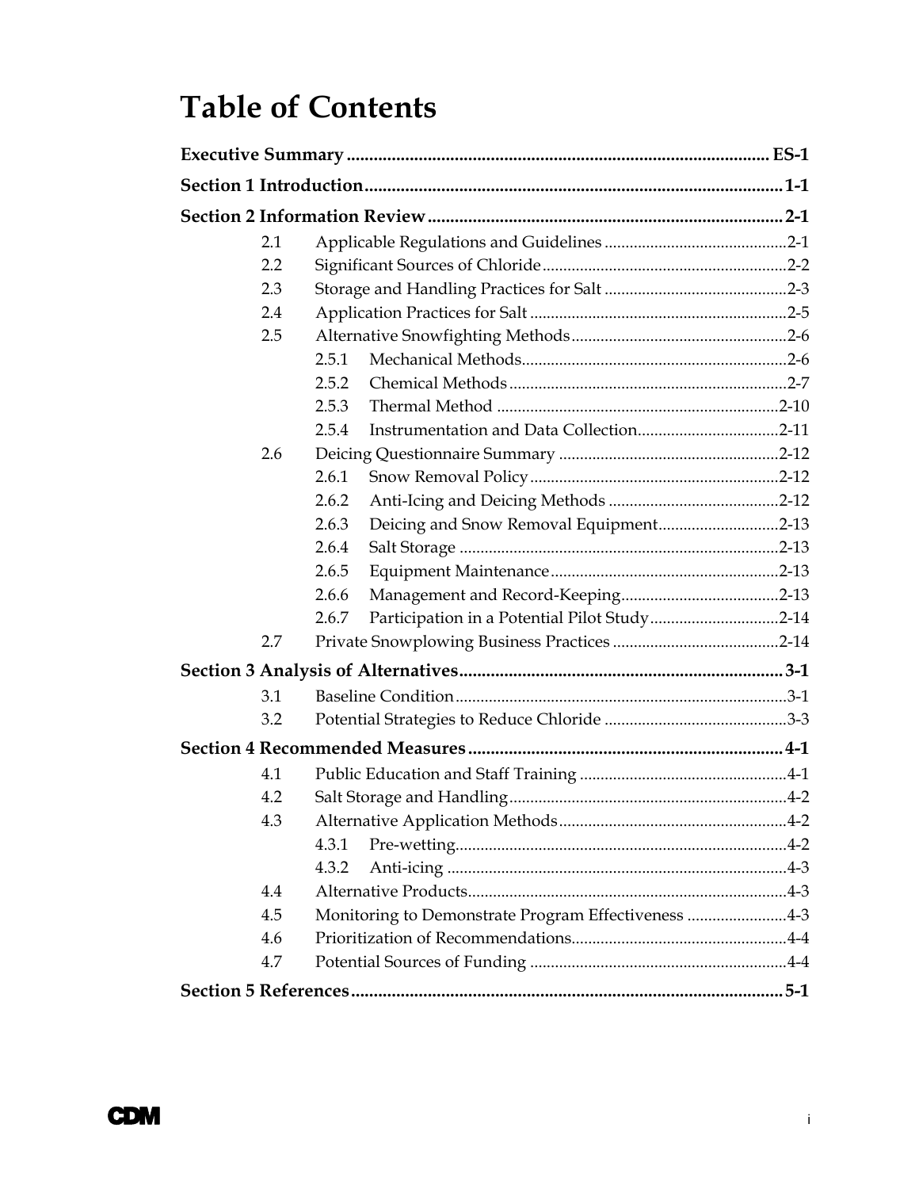# Table of Contents

**Executive Summary** ES-1

**Section 1 Introduction** 1-1

**Section 2 Information Review** 2-1

- 2.1 Applicable Regulations and Guidelines 2-1
- 2.2 Significant Sources of Chloride 2-2
- 2.3 Storage and Handling Practices for Salt 2-3
- 2.4 Application Practices for Salt 2-5
- 2.5 Alternative Snowfighting Methods 2-6
  - 2.5.1 Mechanical Methods 2-6
  - 2.5.2 Chemical Methods 2-7
  - 2.5.3 Thermal Method 2-10
  - 2.5.4 Instrumentation and Data Collection 2-11
- 2.6 Deicing Questionnaire Summary 2-12
  - 2.6.1 Snow Removal Policy 2-12
  - 2.6.2 Anti-Icing and Deicing Methods 2-12
  - 2.6.3 Deicing and Snow Removal Equipment 2-13
  - 2.6.4 Salt Storage 2-13
  - 2.6.5 Equipment Maintenance 2-13
  - 2.6.6 Management and Record-Keeping 2-13
  - 2.6.7 Participation in a Potential Pilot Study 2-14
- 2.7 Private Snowplowing Business Practices 2-14

**Section 3 Analysis of Alternatives** 3-1

- 3.1 Baseline Condition 3-1
- 3.2 Potential Strategies to Reduce Chloride 3-3

**Section 4 Recommended Measures** 4-1

- 4.1 Public Education and Staff Training 4-1
- 4.2 Salt Storage and Handling 4-2
- 4.3 Alternative Application Methods 4-2
  - 4.3.1 Pre-wetting 4-2
  - 4.3.2 Anti-icing 4-3
- 4.4 Alternative Products 4-3
- 4.5 Monitoring to Demonstrate Program Effectiveness 4-3
- 4.6 Prioritization of Recommendations 4-4
- 4.7 Potential Sources of Funding 4-4

**Section 5 References** 5-1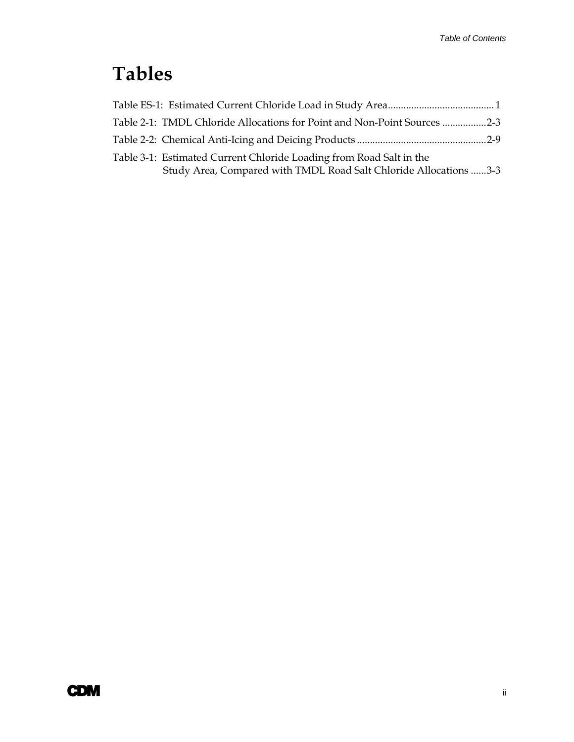# Tables

Table ES-1: Estimated Current Chloride Load in Study Area........................................ 1

Table 2-1: TMDL Chloride Allocations for Point and Non-Point Sources ................2-3

Table 2-2: Chemical Anti-Icing and Deicing Products .................................................2-9

Table 3-1: Estimated Current Chloride Loading from Road Salt in the Study Area, Compared with TMDL Road Salt Chloride Allocations ......3-3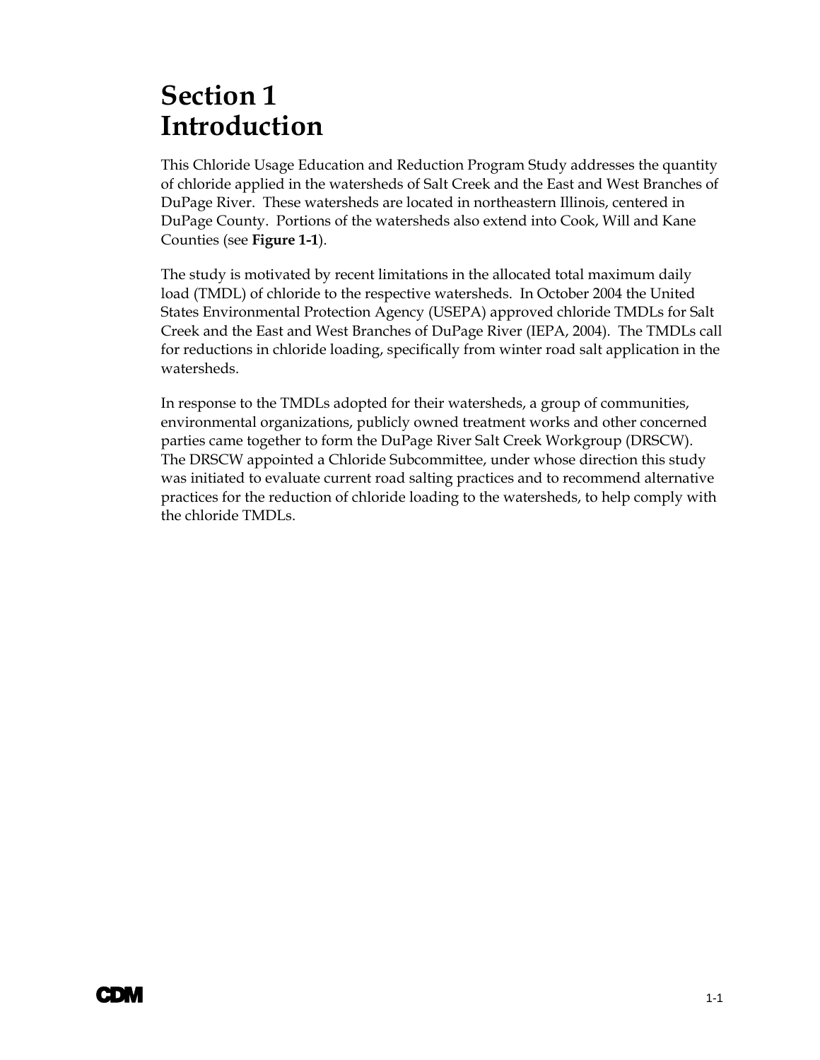# Section 1
# Introduction

This Chloride Usage Education and Reduction Program Study addresses the quantity of chloride applied in the watersheds of Salt Creek and the East and West Branches of DuPage River. These watersheds are located in northeastern Illinois, centered in DuPage County. Portions of the watersheds also extend into Cook, Will and Kane Counties (see **Figure 1-1**).

The study is motivated by recent limitations in the allocated total maximum daily load (TMDL) of chloride to the respective watersheds. In October 2004 the United States Environmental Protection Agency (USEPA) approved chloride TMDLs for Salt Creek and the East and West Branches of DuPage River (IEPA, 2004). The TMDLs call for reductions in chloride loading, specifically from winter road salt application in the watersheds.

In response to the TMDLs adopted for their watersheds, a group of communities, environmental organizations, publicly owned treatment works and other concerned parties came together to form the DuPage River Salt Creek Workgroup (DRSCW). The DRSCW appointed a Chloride Subcommittee, under whose direction this study was initiated to evaluate current road salting practices and to recommend alternative practices for the reduction of chloride loading to the watersheds, to help comply with the chloride TMDLs.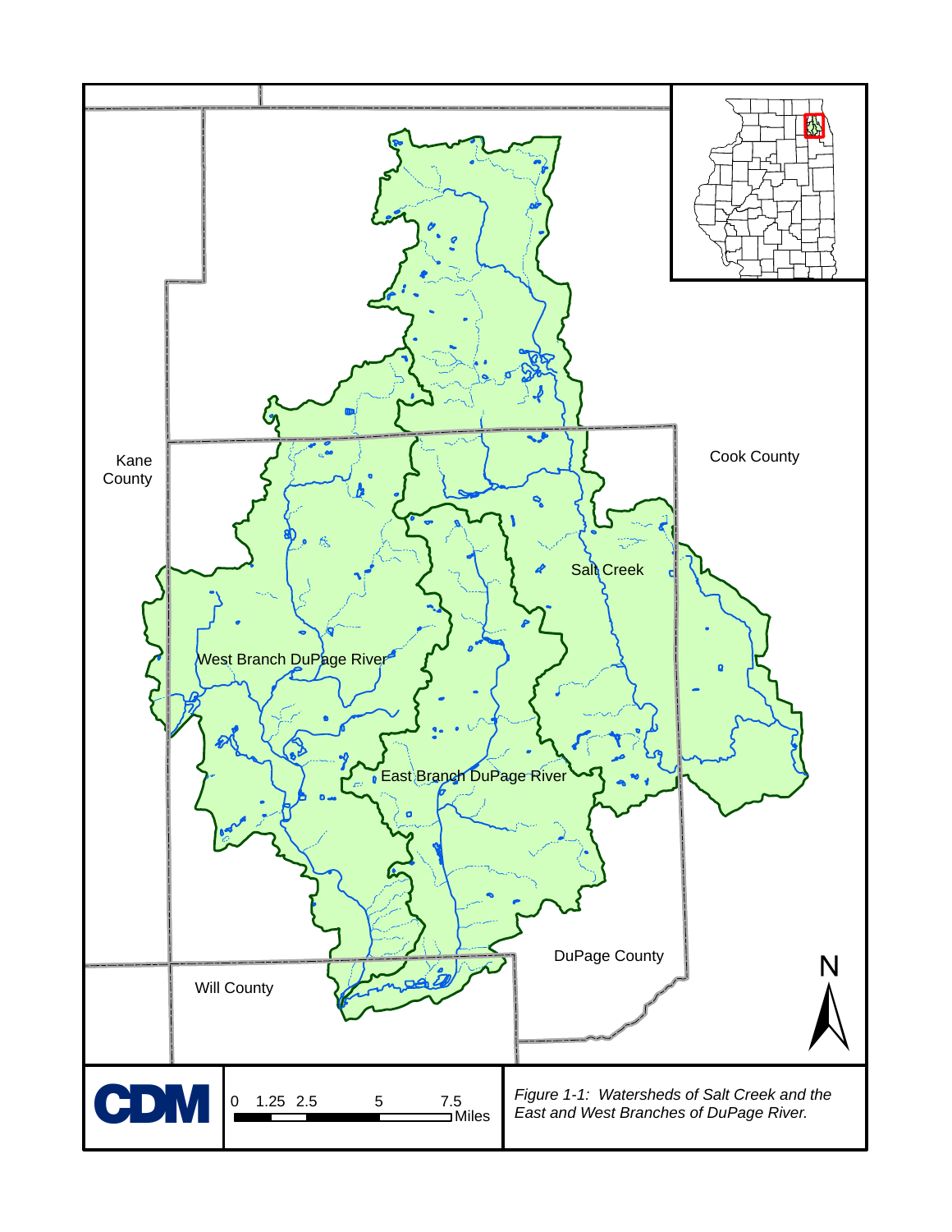Kane County

Cook County

Salt Creek

West Branch DuPage River

East Branch DuPage River

DuPage County

Will County

N

CDM

0 1.25 2.5 5 7.5 Miles

*Figure 1-1: Watersheds of Salt Creek and the East and West Branches of DuPage River.*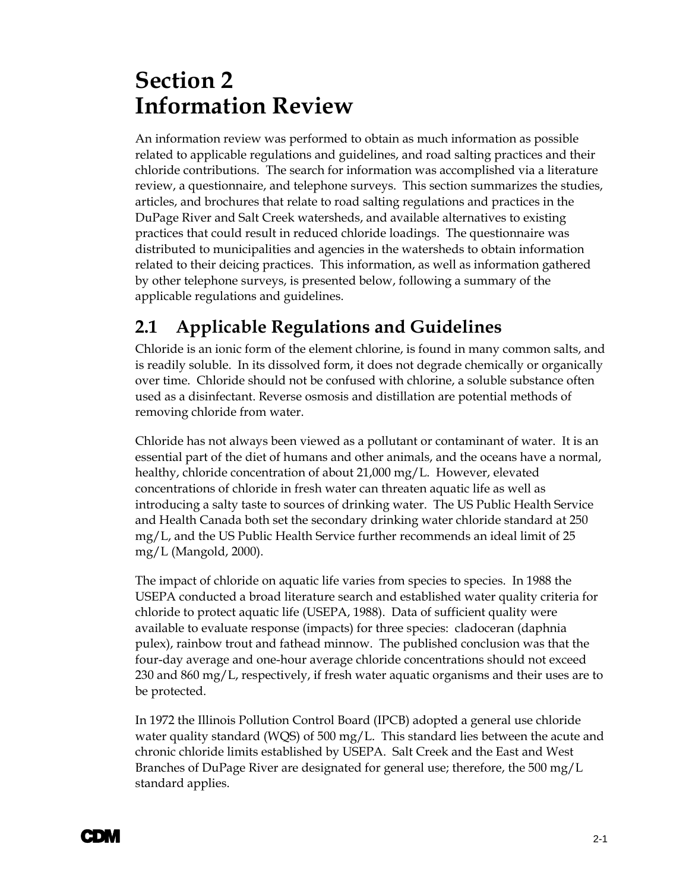# Section 2 Information Review

An information review was performed to obtain as much information as possible related to applicable regulations and guidelines, and road salting practices and their chloride contributions. The search for information was accomplished via a literature review, a questionnaire, and telephone surveys. This section summarizes the studies, articles, and brochures that relate to road salting regulations and practices in the DuPage River and Salt Creek watersheds, and available alternatives to existing practices that could result in reduced chloride loadings. The questionnaire was distributed to municipalities and agencies in the watersheds to obtain information related to their deicing practices. This information, as well as information gathered by other telephone surveys, is presented below, following a summary of the applicable regulations and guidelines.

## 2.1 Applicable Regulations and Guidelines

Chloride is an ionic form of the element chlorine, is found in many common salts, and is readily soluble. In its dissolved form, it does not degrade chemically or organically over time. Chloride should not be confused with chlorine, a soluble substance often used as a disinfectant. Reverse osmosis and distillation are potential methods of removing chloride from water.

Chloride has not always been viewed as a pollutant or contaminant of water. It is an essential part of the diet of humans and other animals, and the oceans have a normal, healthy, chloride concentration of about 21,000 mg/L. However, elevated concentrations of chloride in fresh water can threaten aquatic life as well as introducing a salty taste to sources of drinking water. The US Public Health Service and Health Canada both set the secondary drinking water chloride standard at 250 mg/L, and the US Public Health Service further recommends an ideal limit of 25 mg/L (Mangold, 2000).

The impact of chloride on aquatic life varies from species to species. In 1988 the USEPA conducted a broad literature search and established water quality criteria for chloride to protect aquatic life (USEPA, 1988). Data of sufficient quality were available to evaluate response (impacts) for three species: cladoceran (daphnia pulex), rainbow trout and fathead minnow. The published conclusion was that the four-day average and one-hour average chloride concentrations should not exceed 230 and 860 mg/L, respectively, if fresh water aquatic organisms and their uses are to be protected.

In 1972 the Illinois Pollution Control Board (IPCB) adopted a general use chloride water quality standard (WQS) of 500 mg/L. This standard lies between the acute and chronic chloride limits established by USEPA. Salt Creek and the East and West Branches of DuPage River are designated for general use; therefore, the 500 mg/L standard applies.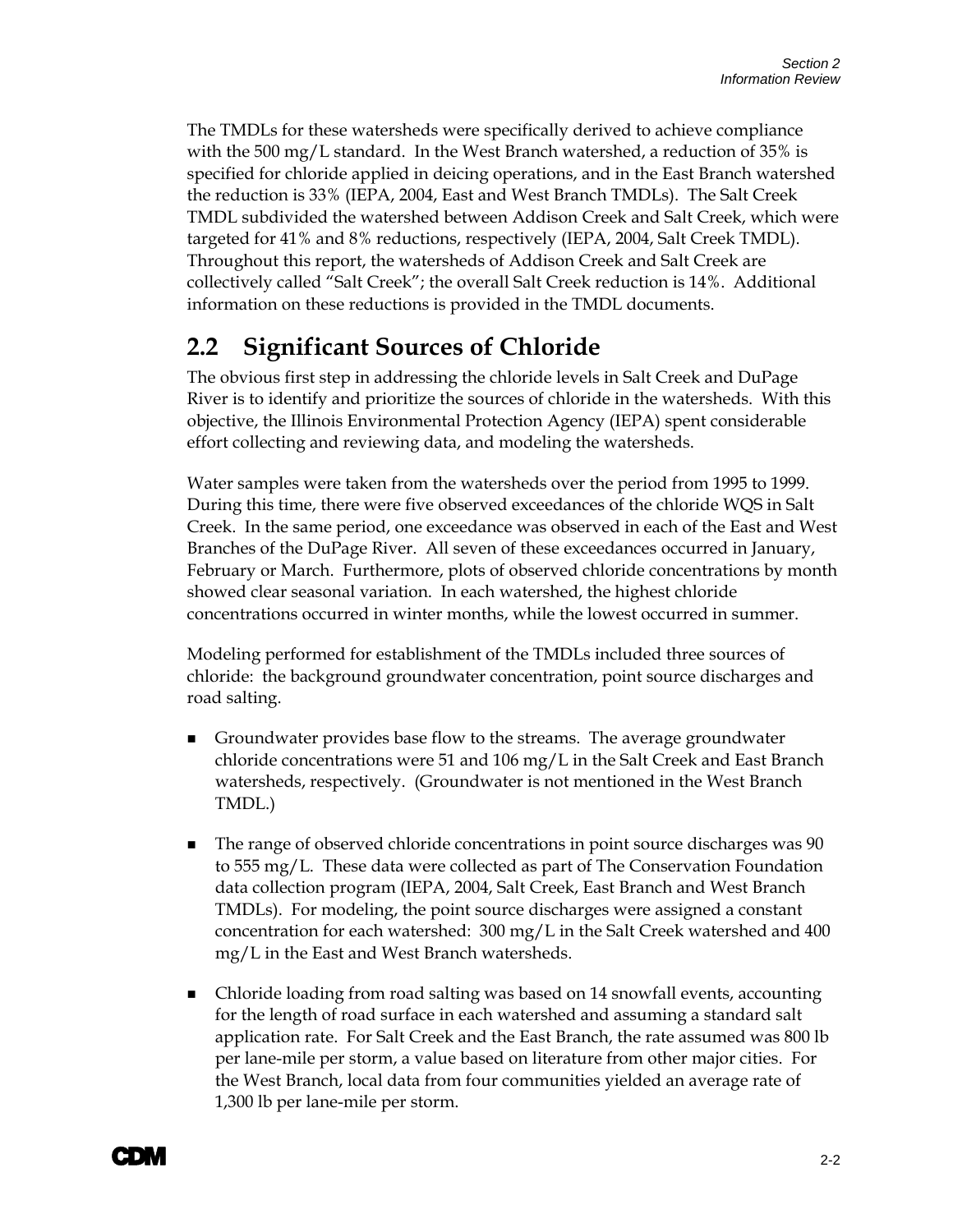The TMDLs for these watersheds were specifically derived to achieve compliance with the 500 mg/L standard. In the West Branch watershed, a reduction of 35% is specified for chloride applied in deicing operations, and in the East Branch watershed the reduction is 33% (IEPA, 2004, East and West Branch TMDLs). The Salt Creek TMDL subdivided the watershed between Addison Creek and Salt Creek, which were targeted for 41% and 8% reductions, respectively (IEPA, 2004, Salt Creek TMDL). Throughout this report, the watersheds of Addison Creek and Salt Creek are collectively called "Salt Creek"; the overall Salt Creek reduction is 14%. Additional information on these reductions is provided in the TMDL documents.

## 2.2 Significant Sources of Chloride

The obvious first step in addressing the chloride levels in Salt Creek and DuPage River is to identify and prioritize the sources of chloride in the watersheds. With this objective, the Illinois Environmental Protection Agency (IEPA) spent considerable effort collecting and reviewing data, and modeling the watersheds.

Water samples were taken from the watersheds over the period from 1995 to 1999. During this time, there were five observed exceedances of the chloride WQS in Salt Creek. In the same period, one exceedance was observed in each of the East and West Branches of the DuPage River. All seven of these exceedances occurred in January, February or March. Furthermore, plots of observed chloride concentrations by month showed clear seasonal variation. In each watershed, the highest chloride concentrations occurred in winter months, while the lowest occurred in summer.

Modeling performed for establishment of the TMDLs included three sources of chloride: the background groundwater concentration, point source discharges and road salting.

- Groundwater provides base flow to the streams. The average groundwater chloride concentrations were 51 and 106 mg/L in the Salt Creek and East Branch watersheds, respectively. (Groundwater is not mentioned in the West Branch TMDL.)

- The range of observed chloride concentrations in point source discharges was 90 to 555 mg/L. These data were collected as part of The Conservation Foundation data collection program (IEPA, 2004, Salt Creek, East Branch and West Branch TMDLs). For modeling, the point source discharges were assigned a constant concentration for each watershed: 300 mg/L in the Salt Creek watershed and 400 mg/L in the East and West Branch watersheds.

- Chloride loading from road salting was based on 14 snowfall events, accounting for the length of road surface in each watershed and assuming a standard salt application rate. For Salt Creek and the East Branch, the rate assumed was 800 lb per lane-mile per storm, a value based on literature from other major cities. For the West Branch, local data from four communities yielded an average rate of 1,300 lb per lane-mile per storm.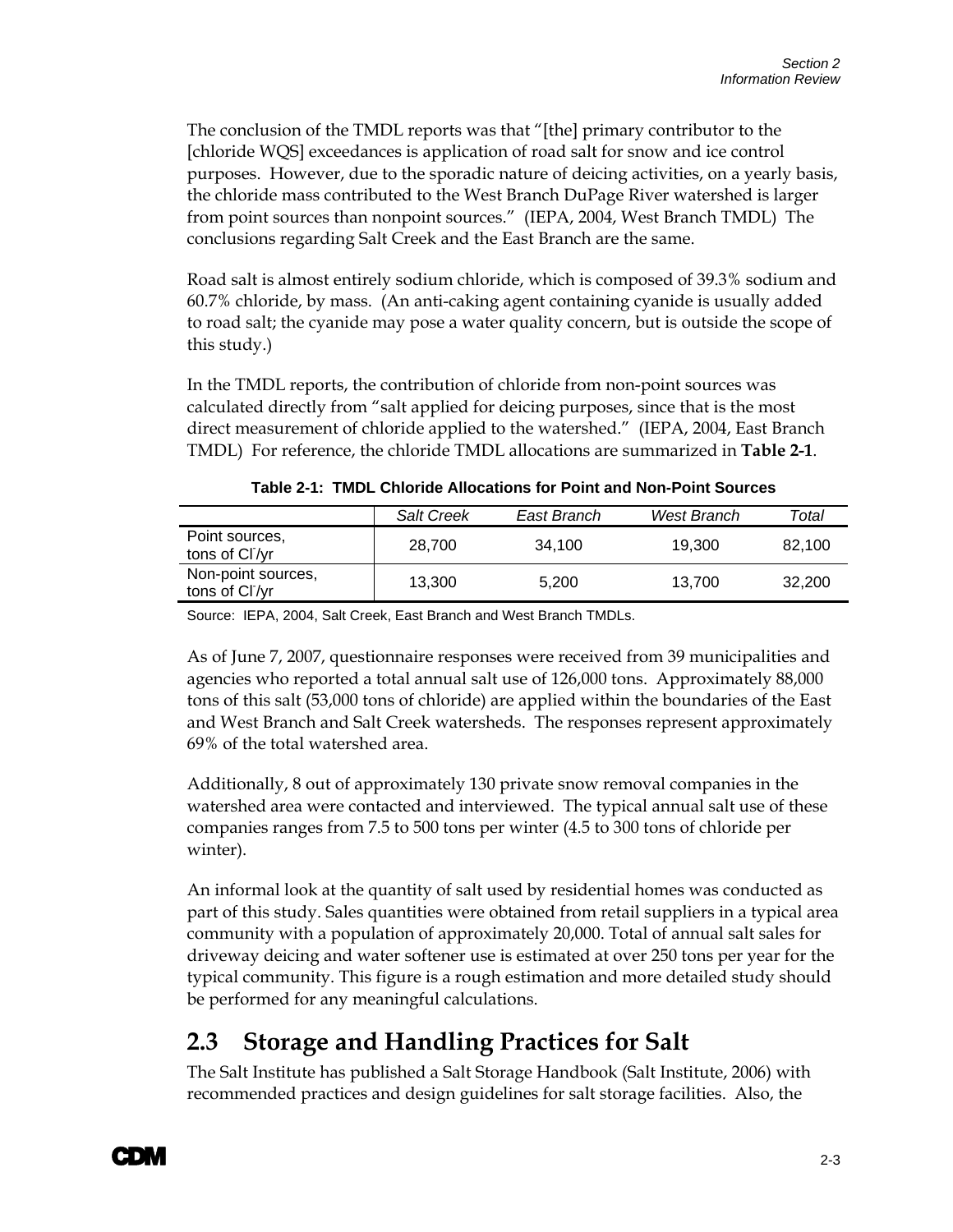The conclusion of the TMDL reports was that "[the] primary contributor to the [chloride WQS] exceedances is application of road salt for snow and ice control purposes. However, due to the sporadic nature of deicing activities, on a yearly basis, the chloride mass contributed to the West Branch DuPage River watershed is larger from point sources than nonpoint sources." (IEPA, 2004, West Branch TMDL) The conclusions regarding Salt Creek and the East Branch are the same.

Road salt is almost entirely sodium chloride, which is composed of 39.3% sodium and 60.7% chloride, by mass. (An anti-caking agent containing cyanide is usually added to road salt; the cyanide may pose a water quality concern, but is outside the scope of this study.)

In the TMDL reports, the contribution of chloride from non-point sources was calculated directly from "salt applied for deicing purposes, since that is the most direct measurement of chloride applied to the watershed." (IEPA, 2004, East Branch TMDL) For reference, the chloride TMDL allocations are summarized in **Table 2-1**.

**Table 2-1: TMDL Chloride Allocations for Point and Non-Point Sources**

| | *Salt Creek* | *East Branch* | *West Branch* | *Total* |
|---|---|---|---|---|
| Point sources, tons of $Cl^-$/yr | 28,700 | 34,100 | 19,300 | 82,100 |
| Non-point sources, tons of $Cl^-$/yr | 13,300 | 5,200 | 13,700 | 32,200 |

Source: IEPA, 2004, Salt Creek, East Branch and West Branch TMDLs.

As of June 7, 2007, questionnaire responses were received from 39 municipalities and agencies who reported a total annual salt use of 126,000 tons. Approximately 88,000 tons of this salt (53,000 tons of chloride) are applied within the boundaries of the East and West Branch and Salt Creek watersheds. The responses represent approximately 69% of the total watershed area.

Additionally, 8 out of approximately 130 private snow removal companies in the watershed area were contacted and interviewed. The typical annual salt use of these companies ranges from 7.5 to 500 tons per winter (4.5 to 300 tons of chloride per winter).

An informal look at the quantity of salt used by residential homes was conducted as part of this study. Sales quantities were obtained from retail suppliers in a typical area community with a population of approximately 20,000. Total of annual salt sales for driveway deicing and water softener use is estimated at over 250 tons per year for the typical community. This figure is a rough estimation and more detailed study should be performed for any meaningful calculations.

## 2.3 Storage and Handling Practices for Salt

The Salt Institute has published a Salt Storage Handbook (Salt Institute, 2006) with recommended practices and design guidelines for salt storage facilities. Also, the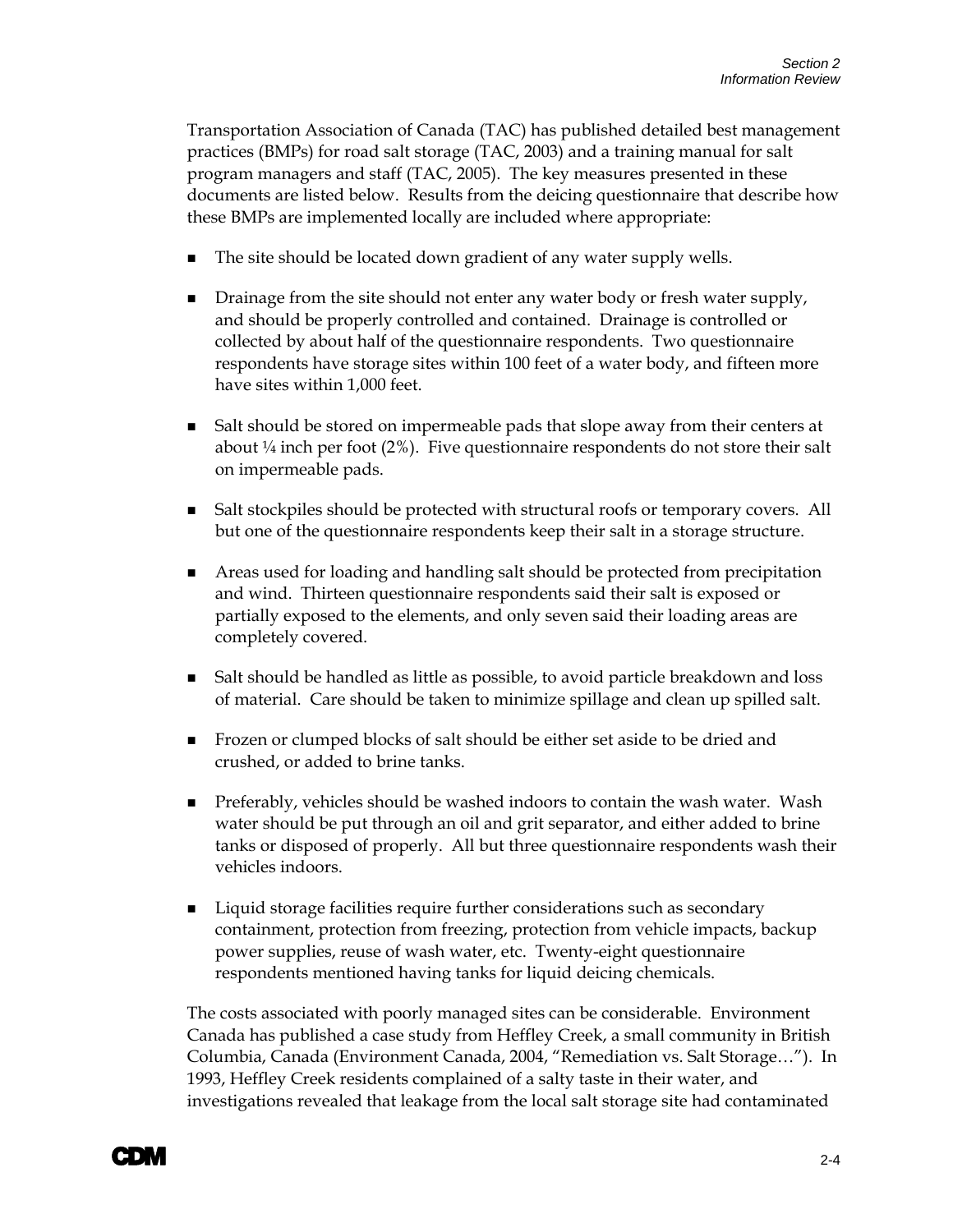Transportation Association of Canada (TAC) has published detailed best management practices (BMPs) for road salt storage (TAC, 2003) and a training manual for salt program managers and staff (TAC, 2005). The key measures presented in these documents are listed below. Results from the deicing questionnaire that describe how these BMPs are implemented locally are included where appropriate:

- The site should be located down gradient of any water supply wells.
- Drainage from the site should not enter any water body or fresh water supply, and should be properly controlled and contained. Drainage is controlled or collected by about half of the questionnaire respondents. Two questionnaire respondents have storage sites within 100 feet of a water body, and fifteen more have sites within 1,000 feet.
- Salt should be stored on impermeable pads that slope away from their centers at about ¼ inch per foot (2%). Five questionnaire respondents do not store their salt on impermeable pads.
- Salt stockpiles should be protected with structural roofs or temporary covers. All but one of the questionnaire respondents keep their salt in a storage structure.
- Areas used for loading and handling salt should be protected from precipitation and wind. Thirteen questionnaire respondents said their salt is exposed or partially exposed to the elements, and only seven said their loading areas are completely covered.
- Salt should be handled as little as possible, to avoid particle breakdown and loss of material. Care should be taken to minimize spillage and clean up spilled salt.
- Frozen or clumped blocks of salt should be either set aside to be dried and crushed, or added to brine tanks.
- Preferably, vehicles should be washed indoors to contain the wash water. Wash water should be put through an oil and grit separator, and either added to brine tanks or disposed of properly. All but three questionnaire respondents wash their vehicles indoors.
- Liquid storage facilities require further considerations such as secondary containment, protection from freezing, protection from vehicle impacts, backup power supplies, reuse of wash water, etc. Twenty-eight questionnaire respondents mentioned having tanks for liquid deicing chemicals.

The costs associated with poorly managed sites can be considerable. Environment Canada has published a case study from Heffley Creek, a small community in British Columbia, Canada (Environment Canada, 2004, "Remediation vs. Salt Storage…"). In 1993, Heffley Creek residents complained of a salty taste in their water, and investigations revealed that leakage from the local salt storage site had contaminated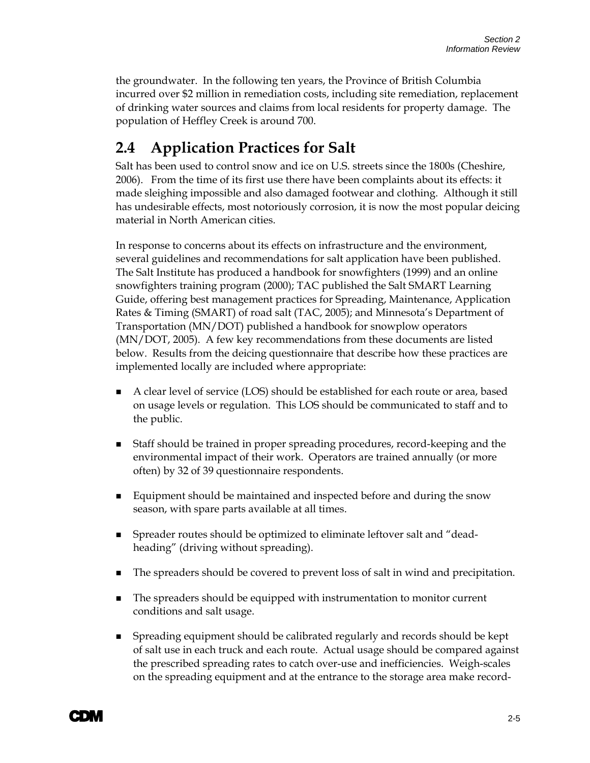the groundwater. In the following ten years, the Province of British Columbia incurred over $2 million in remediation costs, including site remediation, replacement of drinking water sources and claims from local residents for property damage. The population of Heffley Creek is around 700.

## 2.4 Application Practices for Salt

Salt has been used to control snow and ice on U.S. streets since the 1800s (Cheshire, 2006). From the time of its first use there have been complaints about its effects: it made sleighing impossible and also damaged footwear and clothing. Although it still has undesirable effects, most notoriously corrosion, it is now the most popular deicing material in North American cities.

In response to concerns about its effects on infrastructure and the environment, several guidelines and recommendations for salt application have been published. The Salt Institute has produced a handbook for snowfighters (1999) and an online snowfighters training program (2000); TAC published the Salt SMART Learning Guide, offering best management practices for Spreading, Maintenance, Application Rates & Timing (SMART) of road salt (TAC, 2005); and Minnesota's Department of Transportation (MN/DOT) published a handbook for snowplow operators (MN/DOT, 2005). A few key recommendations from these documents are listed below. Results from the deicing questionnaire that describe how these practices are implemented locally are included where appropriate:

- A clear level of service (LOS) should be established for each route or area, based on usage levels or regulation. This LOS should be communicated to staff and to the public.
- Staff should be trained in proper spreading procedures, record-keeping and the environmental impact of their work. Operators are trained annually (or more often) by 32 of 39 questionnaire respondents.
- Equipment should be maintained and inspected before and during the snow season, with spare parts available at all times.
- Spreader routes should be optimized to eliminate leftover salt and "dead-heading" (driving without spreading).
- The spreaders should be covered to prevent loss of salt in wind and precipitation.
- The spreaders should be equipped with instrumentation to monitor current conditions and salt usage.
- Spreading equipment should be calibrated regularly and records should be kept of salt use in each truck and each route. Actual usage should be compared against the prescribed spreading rates to catch over-use and inefficiencies. Weigh-scales on the spreading equipment and at the entrance to the storage area make record-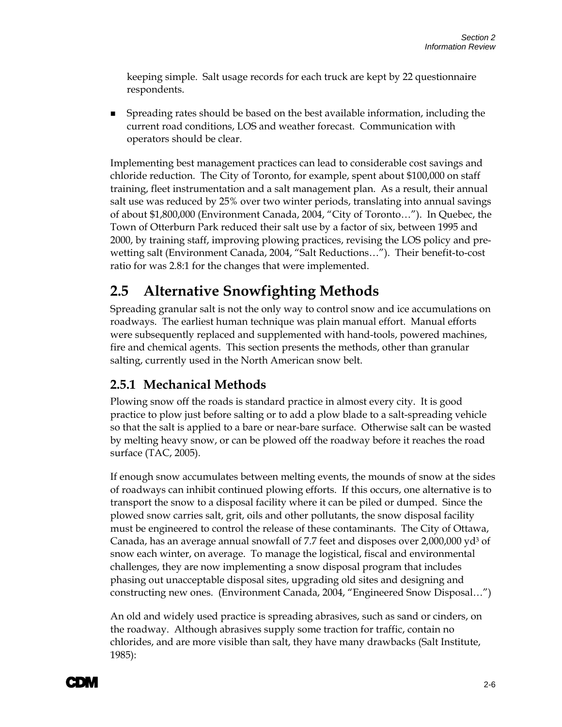keeping simple. Salt usage records for each truck are kept by 22 questionnaire respondents.

- Spreading rates should be based on the best available information, including the current road conditions, LOS and weather forecast. Communication with operators should be clear.

Implementing best management practices can lead to considerable cost savings and chloride reduction. The City of Toronto, for example, spent about $100,000 on staff training, fleet instrumentation and a salt management plan. As a result, their annual salt use was reduced by 25% over two winter periods, translating into annual savings of about $1,800,000 (Environment Canada, 2004, "City of Toronto…"). In Quebec, the Town of Otterburn Park reduced their salt use by a factor of six, between 1995 and 2000, by training staff, improving plowing practices, revising the LOS policy and pre-wetting salt (Environment Canada, 2004, "Salt Reductions…"). Their benefit-to-cost ratio for was 2.8:1 for the changes that were implemented.

## 2.5 Alternative Snowfighting Methods

Spreading granular salt is not the only way to control snow and ice accumulations on roadways. The earliest human technique was plain manual effort. Manual efforts were subsequently replaced and supplemented with hand-tools, powered machines, fire and chemical agents. This section presents the methods, other than granular salting, currently used in the North American snow belt.

### 2.5.1 Mechanical Methods

Plowing snow off the roads is standard practice in almost every city. It is good practice to plow just before salting or to add a plow blade to a salt-spreading vehicle so that the salt is applied to a bare or near-bare surface. Otherwise salt can be wasted by melting heavy snow, or can be plowed off the roadway before it reaches the road surface (TAC, 2005).

If enough snow accumulates between melting events, the mounds of snow at the sides of roadways can inhibit continued plowing efforts. If this occurs, one alternative is to transport the snow to a disposal facility where it can be piled or dumped. Since the plowed snow carries salt, grit, oils and other pollutants, the snow disposal facility must be engineered to control the release of these contaminants. The City of Ottawa, Canada, has an average annual snowfall of 7.7 feet and disposes over 2,000,000 $yd^3$ of snow each winter, on average. To manage the logistical, fiscal and environmental challenges, they are now implementing a snow disposal program that includes phasing out unacceptable disposal sites, upgrading old sites and designing and constructing new ones. (Environment Canada, 2004, "Engineered Snow Disposal…")

An old and widely used practice is spreading abrasives, such as sand or cinders, on the roadway. Although abrasives supply some traction for traffic, contain no chlorides, and are more visible than salt, they have many drawbacks (Salt Institute, 1985):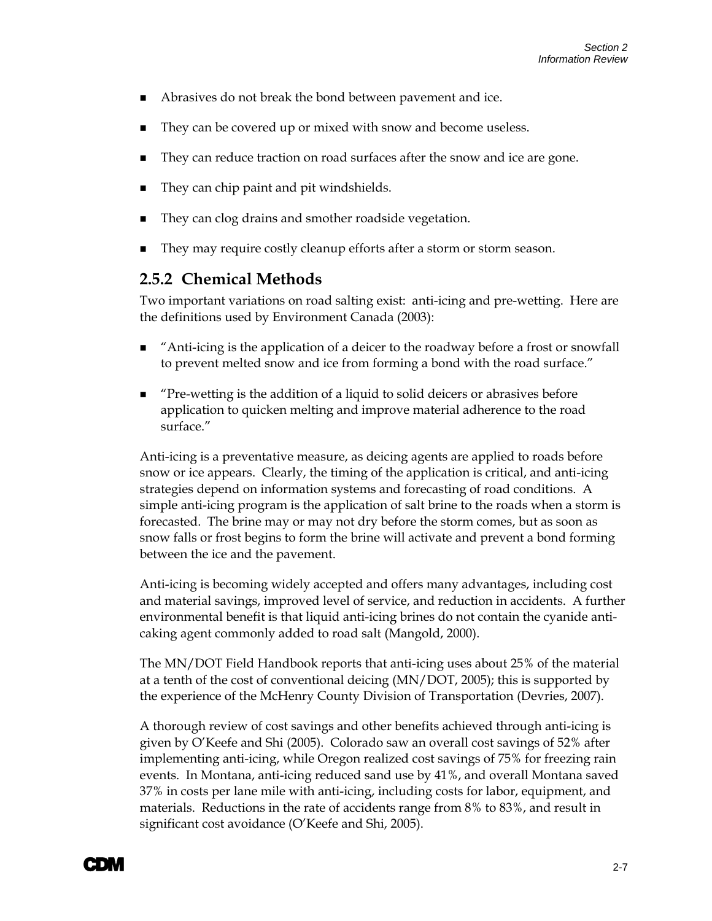- Abrasives do not break the bond between pavement and ice.
- They can be covered up or mixed with snow and become useless.
- They can reduce traction on road surfaces after the snow and ice are gone.
- They can chip paint and pit windshields.
- They can clog drains and smother roadside vegetation.
- They may require costly cleanup efforts after a storm or storm season.

### 2.5.2 Chemical Methods

Two important variations on road salting exist: anti-icing and pre-wetting. Here are the definitions used by Environment Canada (2003):

- "Anti-icing is the application of a deicer to the roadway before a frost or snowfall to prevent melted snow and ice from forming a bond with the road surface."
- "Pre-wetting is the addition of a liquid to solid deicers or abrasives before application to quicken melting and improve material adherence to the road surface."

Anti-icing is a preventative measure, as deicing agents are applied to roads before snow or ice appears. Clearly, the timing of the application is critical, and anti-icing strategies depend on information systems and forecasting of road conditions. A simple anti-icing program is the application of salt brine to the roads when a storm is forecasted. The brine may or may not dry before the storm comes, but as soon as snow falls or frost begins to form the brine will activate and prevent a bond forming between the ice and the pavement.

Anti-icing is becoming widely accepted and offers many advantages, including cost and material savings, improved level of service, and reduction in accidents. A further environmental benefit is that liquid anti-icing brines do not contain the cyanide anti-caking agent commonly added to road salt (Mangold, 2000).

The MN/DOT Field Handbook reports that anti-icing uses about 25% of the material at a tenth of the cost of conventional deicing (MN/DOT, 2005); this is supported by the experience of the McHenry County Division of Transportation (Devries, 2007).

A thorough review of cost savings and other benefits achieved through anti-icing is given by O'Keefe and Shi (2005). Colorado saw an overall cost savings of 52% after implementing anti-icing, while Oregon realized cost savings of 75% for freezing rain events. In Montana, anti-icing reduced sand use by 41%, and overall Montana saved 37% in costs per lane mile with anti-icing, including costs for labor, equipment, and materials. Reductions in the rate of accidents range from 8% to 83%, and result in significant cost avoidance (O'Keefe and Shi, 2005).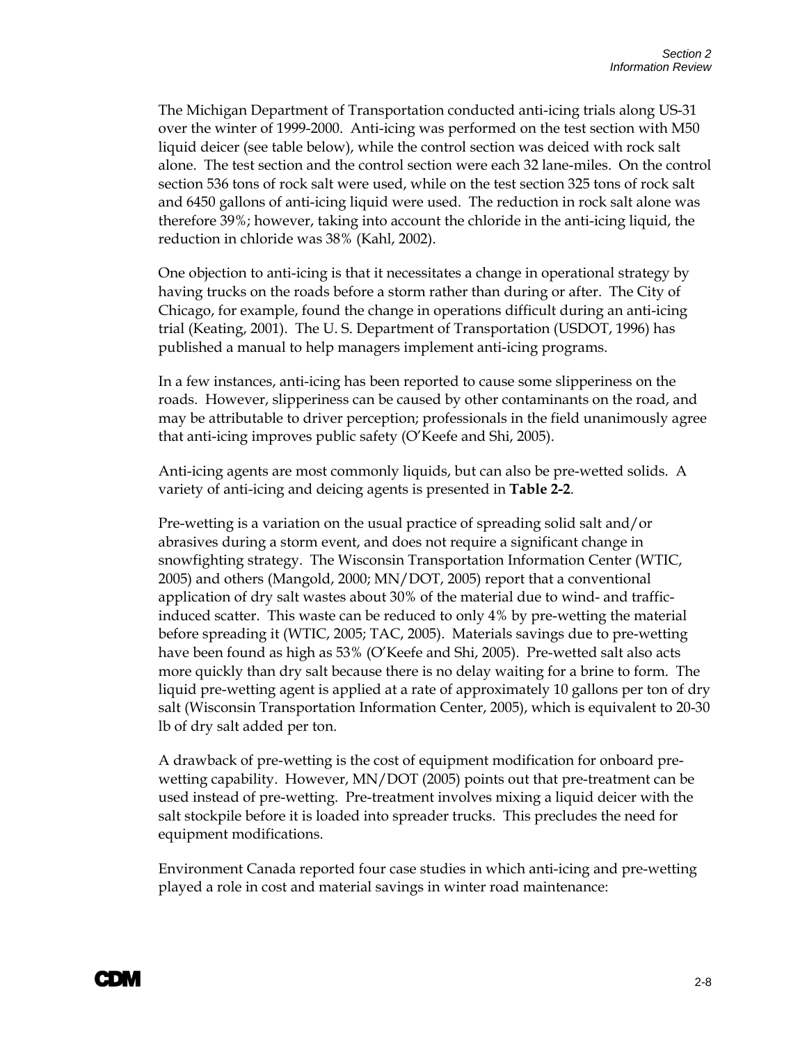The Michigan Department of Transportation conducted anti-icing trials along US-31 over the winter of 1999-2000. Anti-icing was performed on the test section with M50 liquid deicer (see table below), while the control section was deiced with rock salt alone. The test section and the control section were each 32 lane-miles. On the control section 536 tons of rock salt were used, while on the test section 325 tons of rock salt and 6450 gallons of anti-icing liquid were used. The reduction in rock salt alone was therefore 39%; however, taking into account the chloride in the anti-icing liquid, the reduction in chloride was 38% (Kahl, 2002).

One objection to anti-icing is that it necessitates a change in operational strategy by having trucks on the roads before a storm rather than during or after. The City of Chicago, for example, found the change in operations difficult during an anti-icing trial (Keating, 2001). The U. S. Department of Transportation (USDOT, 1996) has published a manual to help managers implement anti-icing programs.

In a few instances, anti-icing has been reported to cause some slipperiness on the roads. However, slipperiness can be caused by other contaminants on the road, and may be attributable to driver perception; professionals in the field unanimously agree that anti-icing improves public safety (O'Keefe and Shi, 2005).

Anti-icing agents are most commonly liquids, but can also be pre-wetted solids. A variety of anti-icing and deicing agents is presented in **Table 2-2**.

Pre-wetting is a variation on the usual practice of spreading solid salt and/or abrasives during a storm event, and does not require a significant change in snowfighting strategy. The Wisconsin Transportation Information Center (WTIC, 2005) and others (Mangold, 2000; MN/DOT, 2005) report that a conventional application of dry salt wastes about 30% of the material due to wind- and traffic-induced scatter. This waste can be reduced to only 4% by pre-wetting the material before spreading it (WTIC, 2005; TAC, 2005). Materials savings due to pre-wetting have been found as high as 53% (O'Keefe and Shi, 2005). Pre-wetted salt also acts more quickly than dry salt because there is no delay waiting for a brine to form. The liquid pre-wetting agent is applied at a rate of approximately 10 gallons per ton of dry salt (Wisconsin Transportation Information Center, 2005), which is equivalent to 20-30 lb of dry salt added per ton.

A drawback of pre-wetting is the cost of equipment modification for onboard pre-wetting capability. However, MN/DOT (2005) points out that pre-treatment can be used instead of pre-wetting. Pre-treatment involves mixing a liquid deicer with the salt stockpile before it is loaded into spreader trucks. This precludes the need for equipment modifications.

Environment Canada reported four case studies in which anti-icing and pre-wetting played a role in cost and material savings in winter road maintenance: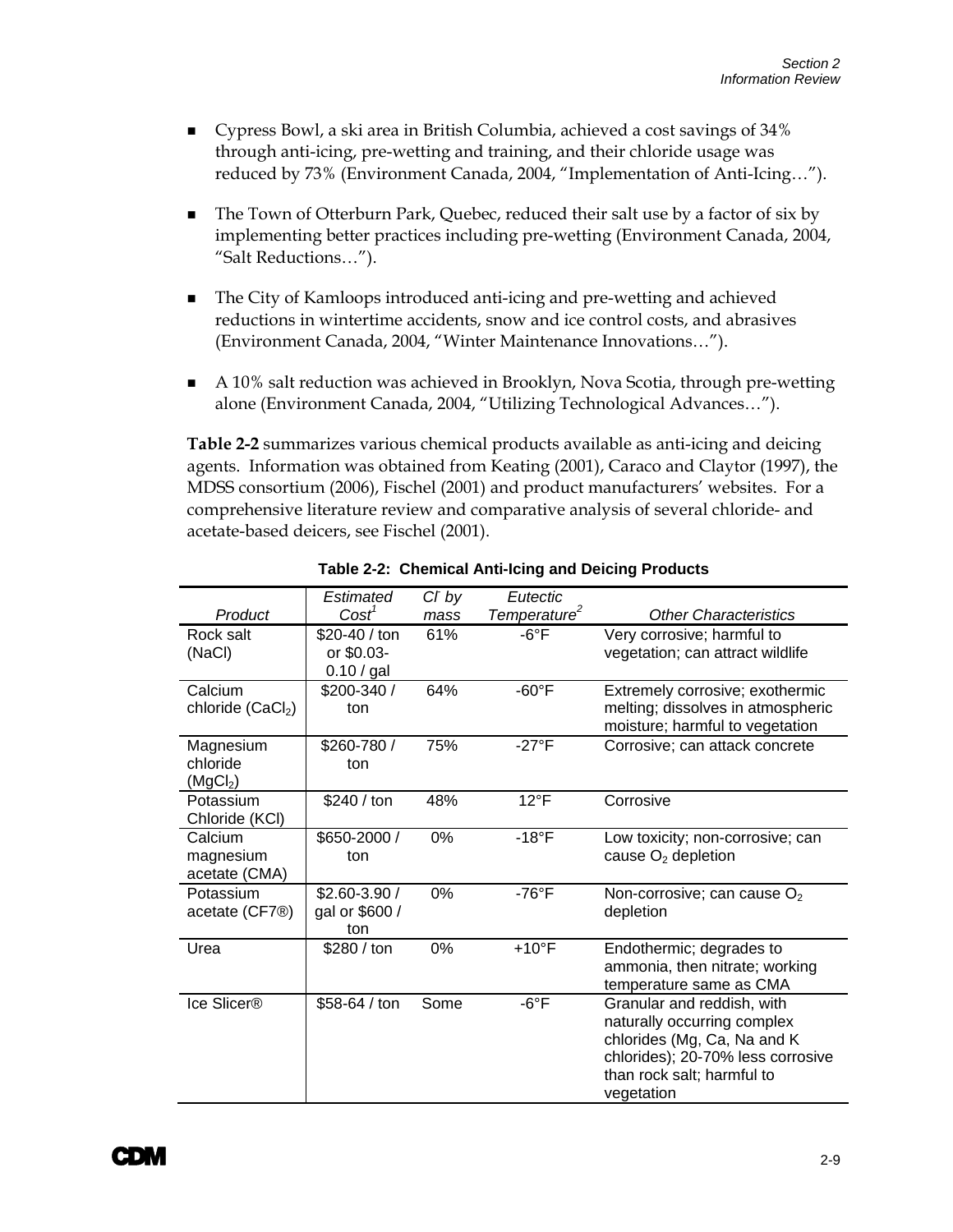- Cypress Bowl, a ski area in British Columbia, achieved a cost savings of 34% through anti-icing, pre-wetting and training, and their chloride usage was reduced by 73% (Environment Canada, 2004, "Implementation of Anti-Icing…").

- The Town of Otterburn Park, Quebec, reduced their salt use by a factor of six by implementing better practices including pre-wetting (Environment Canada, 2004, "Salt Reductions…").

- The City of Kamloops introduced anti-icing and pre-wetting and achieved reductions in wintertime accidents, snow and ice control costs, and abrasives (Environment Canada, 2004, "Winter Maintenance Innovations…").

- A 10% salt reduction was achieved in Brooklyn, Nova Scotia, through pre-wetting alone (Environment Canada, 2004, "Utilizing Technological Advances…").

**Table 2-2** summarizes various chemical products available as anti-icing and deicing agents. Information was obtained from Keating (2001), Caraco and Claytor (1997), the MDSS consortium (2006), Fischel (2001) and product manufacturers' websites. For a comprehensive literature review and comparative analysis of several chloride- and acetate-based deicers, see Fischel (2001).

**Table 2-2: Chemical Anti-Icing and Deicing Products**

| *Product* | *Estimated Cost*[1] | *$Cl^-$ by mass* | *Eutectic Temperature*[2] | *Other Characteristics* |
|---|---|---|---|---|
| Rock salt ($NaCl$) | \$20-40 / ton or \$0.03-0.10 / gal | 61% | -6°F | Very corrosive; harmful to vegetation; can attract wildlife |
| Calcium chloride ($CaCl_2$) | \$200-340 / ton | 64% | -60°F | Extremely corrosive; exothermic melting; dissolves in atmospheric moisture; harmful to vegetation |
| Magnesium chloride ($MgCl_2$) | \$260-780 / ton | 75% | -27°F | Corrosive; can attack concrete |
| Potassium Chloride (KCl) | \$240 / ton | 48% | 12°F | Corrosive |
| Calcium magnesium acetate (CMA) | \$650-2000 / ton | 0% | -18°F | Low toxicity; non-corrosive; can cause $O_2$ depletion |
| Potassium acetate (CF7®) | \$2.60-3.90 / gal or \$600 / ton | 0% | -76°F | Non-corrosive; can cause $O_2$ depletion |
| Urea | \$280 / ton | 0% | +10°F | Endothermic; degrades to ammonia, then nitrate; working temperature same as CMA |
| Ice Slicer® | \$58-64 / ton | Some | -6°F | Granular and reddish, with naturally occurring complex chlorides (Mg, Ca, Na and K chlorides); 20-70% less corrosive than rock salt; harmful to vegetation |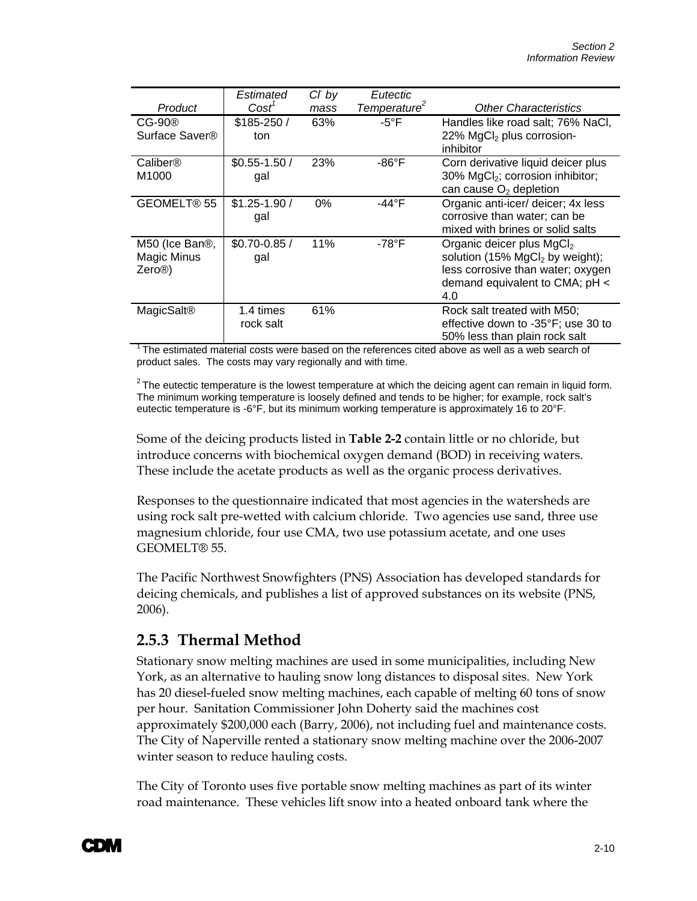| Product | Estimated Cost[1] | $Cl^-$ by mass | Eutectic Temperature[2] | Other Characteristics |
|---|---|---|---|---|
| CG-90® Surface Saver® | $185-250 / ton | 63% | -5°F | Handles like road salt; 76% NaCl, 22% $MgCl_2$ plus corrosion-inhibitor |
| Caliber® M1000 | $0.55-1.50 / gal | 23% | -86°F | Corn derivative liquid deicer plus 30% $MgCl_2$; corrosion inhibitor; can cause $O_2$ depletion |
| GEOMELT® 55 | $1.25-1.90 / gal | 0% | -44°F | Organic anti-icer/ deicer; 4x less corrosive than water; can be mixed with brines or solid salts |
| M50 (Ice Ban®, Magic Minus Zero®) | $0.70-0.85 / gal | 11% | -78°F | Organic deicer plus $MgCl_2$ solution (15% $MgCl_2$ by weight); less corrosive than water; oxygen demand equivalent to CMA; pH < 4.0 |
| MagicSalt® | 1.4 times rock salt | 61% | | Rock salt treated with M50; effective down to -35°F; use 30 to 50% less than plain rock salt |

[1] The estimated material costs were based on the references cited above as well as a web search of product sales. The costs may vary regionally and with time.

[2] The eutectic temperature is the lowest temperature at which the deicing agent can remain in liquid form. The minimum working temperature is loosely defined and tends to be higher; for example, rock salt's eutectic temperature is -6°F, but its minimum working temperature is approximately 16 to 20°F.

Some of the deicing products listed in **Table 2-2** contain little or no chloride, but introduce concerns with biochemical oxygen demand (BOD) in receiving waters. These include the acetate products as well as the organic process derivatives.

Responses to the questionnaire indicated that most agencies in the watersheds are using rock salt pre-wetted with calcium chloride. Two agencies use sand, three use magnesium chloride, four use CMA, two use potassium acetate, and one uses GEOMELT® 55.

The Pacific Northwest Snowfighters (PNS) Association has developed standards for deicing chemicals, and publishes a list of approved substances on its website (PNS, 2006).

### 2.5.3 Thermal Method

Stationary snow melting machines are used in some municipalities, including New York, as an alternative to hauling snow long distances to disposal sites. New York has 20 diesel-fueled snow melting machines, each capable of melting 60 tons of snow per hour. Sanitation Commissioner John Doherty said the machines cost approximately $200,000 each (Barry, 2006), not including fuel and maintenance costs. The City of Naperville rented a stationary snow melting machine over the 2006-2007 winter season to reduce hauling costs.

The City of Toronto uses five portable snow melting machines as part of its winter road maintenance. These vehicles lift snow into a heated onboard tank where the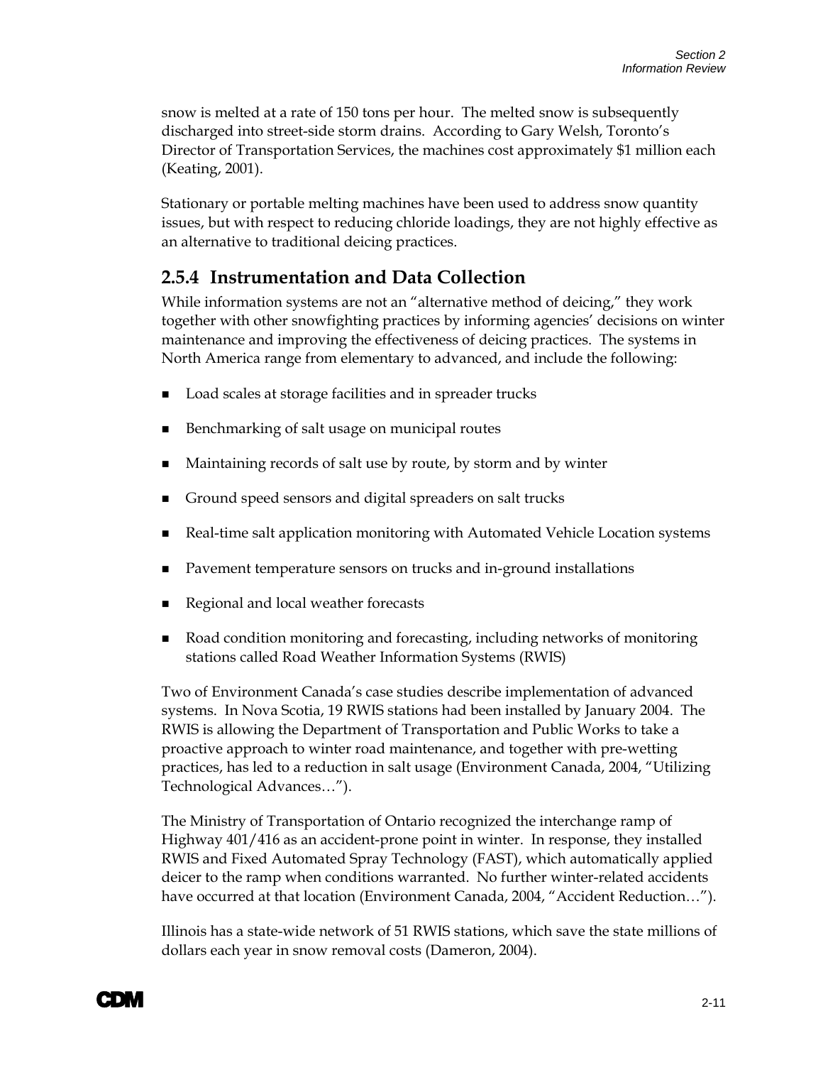snow is melted at a rate of 150 tons per hour. The melted snow is subsequently discharged into street-side storm drains. According to Gary Welsh, Toronto's Director of Transportation Services, the machines cost approximately $1 million each (Keating, 2001).

Stationary or portable melting machines have been used to address snow quantity issues, but with respect to reducing chloride loadings, they are not highly effective as an alternative to traditional deicing practices.

### 2.5.4 Instrumentation and Data Collection

While information systems are not an "alternative method of deicing," they work together with other snowfighting practices by informing agencies' decisions on winter maintenance and improving the effectiveness of deicing practices. The systems in North America range from elementary to advanced, and include the following:

- Load scales at storage facilities and in spreader trucks
- Benchmarking of salt usage on municipal routes
- Maintaining records of salt use by route, by storm and by winter
- Ground speed sensors and digital spreaders on salt trucks
- Real-time salt application monitoring with Automated Vehicle Location systems
- Pavement temperature sensors on trucks and in-ground installations
- Regional and local weather forecasts
- Road condition monitoring and forecasting, including networks of monitoring stations called Road Weather Information Systems (RWIS)

Two of Environment Canada's case studies describe implementation of advanced systems. In Nova Scotia, 19 RWIS stations had been installed by January 2004. The RWIS is allowing the Department of Transportation and Public Works to take a proactive approach to winter road maintenance, and together with pre-wetting practices, has led to a reduction in salt usage (Environment Canada, 2004, "Utilizing Technological Advances…").

The Ministry of Transportation of Ontario recognized the interchange ramp of Highway 401/416 as an accident-prone point in winter. In response, they installed RWIS and Fixed Automated Spray Technology (FAST), which automatically applied deicer to the ramp when conditions warranted. No further winter-related accidents have occurred at that location (Environment Canada, 2004, "Accident Reduction…").

Illinois has a state-wide network of 51 RWIS stations, which save the state millions of dollars each year in snow removal costs (Dameron, 2004).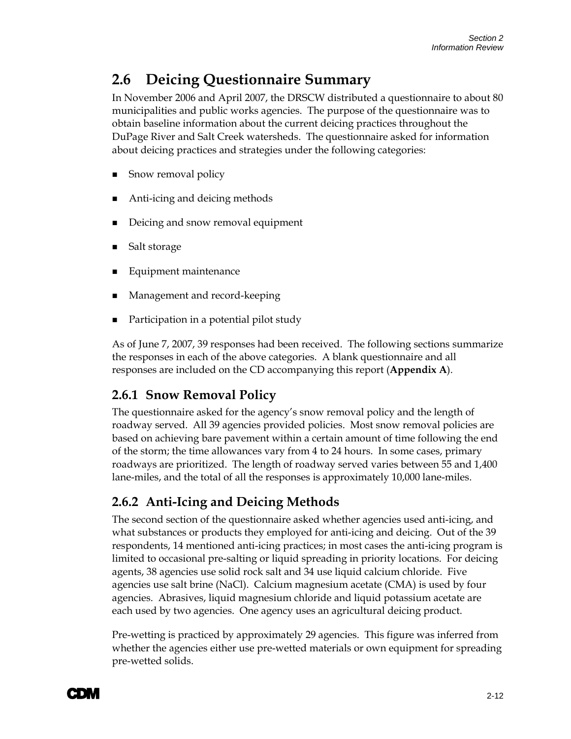## 2.6 Deicing Questionnaire Summary

In November 2006 and April 2007, the DRSCW distributed a questionnaire to about 80 municipalities and public works agencies. The purpose of the questionnaire was to obtain baseline information about the current deicing practices throughout the DuPage River and Salt Creek watersheds. The questionnaire asked for information about deicing practices and strategies under the following categories:

- Snow removal policy
- Anti-icing and deicing methods
- Deicing and snow removal equipment
- Salt storage
- Equipment maintenance
- Management and record-keeping
- Participation in a potential pilot study

As of June 7, 2007, 39 responses had been received. The following sections summarize the responses in each of the above categories. A blank questionnaire and all responses are included on the CD accompanying this report (**Appendix A**).

### 2.6.1 Snow Removal Policy

The questionnaire asked for the agency's snow removal policy and the length of roadway served. All 39 agencies provided policies. Most snow removal policies are based on achieving bare pavement within a certain amount of time following the end of the storm; the time allowances vary from 4 to 24 hours. In some cases, primary roadways are prioritized. The length of roadway served varies between 55 and 1,400 lane-miles, and the total of all the responses is approximately 10,000 lane-miles.

### 2.6.2 Anti-Icing and Deicing Methods

The second section of the questionnaire asked whether agencies used anti-icing, and what substances or products they employed for anti-icing and deicing. Out of the 39 respondents, 14 mentioned anti-icing practices; in most cases the anti-icing program is limited to occasional pre-salting or liquid spreading in priority locations. For deicing agents, 38 agencies use solid rock salt and 34 use liquid calcium chloride. Five agencies use salt brine (NaCl). Calcium magnesium acetate (CMA) is used by four agencies. Abrasives, liquid magnesium chloride and liquid potassium acetate are each used by two agencies. One agency uses an agricultural deicing product.

Pre-wetting is practiced by approximately 29 agencies. This figure was inferred from whether the agencies either use pre-wetted materials or own equipment for spreading pre-wetted solids.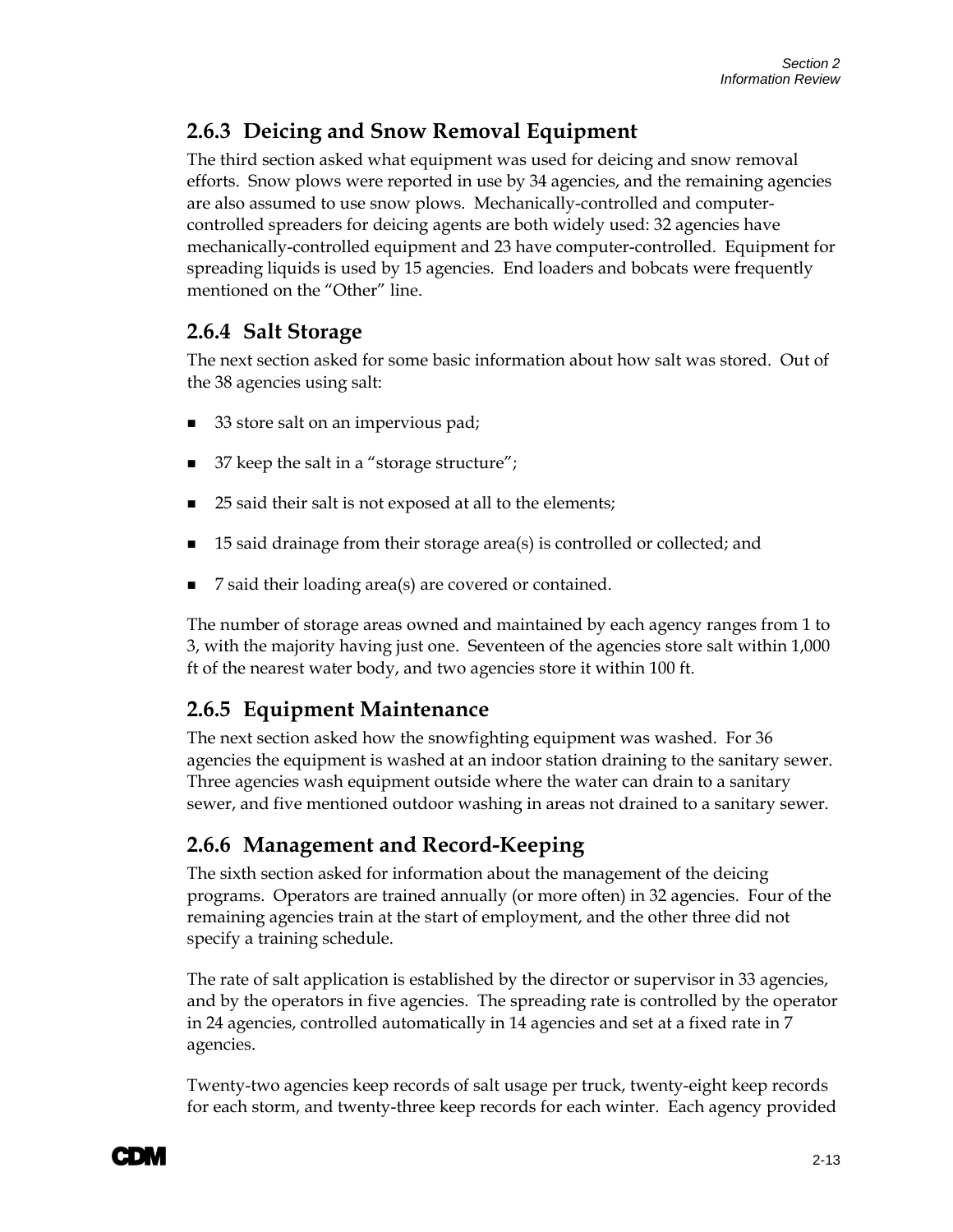### 2.6.3 Deicing and Snow Removal Equipment

The third section asked what equipment was used for deicing and snow removal efforts. Snow plows were reported in use by 34 agencies, and the remaining agencies are also assumed to use snow plows. Mechanically-controlled and computer-controlled spreaders for deicing agents are both widely used: 32 agencies have mechanically-controlled equipment and 23 have computer-controlled. Equipment for spreading liquids is used by 15 agencies. End loaders and bobcats were frequently mentioned on the "Other" line.

### 2.6.4 Salt Storage

The next section asked for some basic information about how salt was stored. Out of the 38 agencies using salt:

- 33 store salt on an impervious pad;
- 37 keep the salt in a "storage structure";
- 25 said their salt is not exposed at all to the elements;
- 15 said drainage from their storage area(s) is controlled or collected; and
- 7 said their loading area(s) are covered or contained.

The number of storage areas owned and maintained by each agency ranges from 1 to 3, with the majority having just one. Seventeen of the agencies store salt within 1,000 ft of the nearest water body, and two agencies store it within 100 ft.

### 2.6.5 Equipment Maintenance

The next section asked how the snowfighting equipment was washed. For 36 agencies the equipment is washed at an indoor station draining to the sanitary sewer. Three agencies wash equipment outside where the water can drain to a sanitary sewer, and five mentioned outdoor washing in areas not drained to a sanitary sewer.

### 2.6.6 Management and Record-Keeping

The sixth section asked for information about the management of the deicing programs. Operators are trained annually (or more often) in 32 agencies. Four of the remaining agencies train at the start of employment, and the other three did not specify a training schedule.

The rate of salt application is established by the director or supervisor in 33 agencies, and by the operators in five agencies. The spreading rate is controlled by the operator in 24 agencies, controlled automatically in 14 agencies and set at a fixed rate in 7 agencies.

Twenty-two agencies keep records of salt usage per truck, twenty-eight keep records for each storm, and twenty-three keep records for each winter. Each agency provided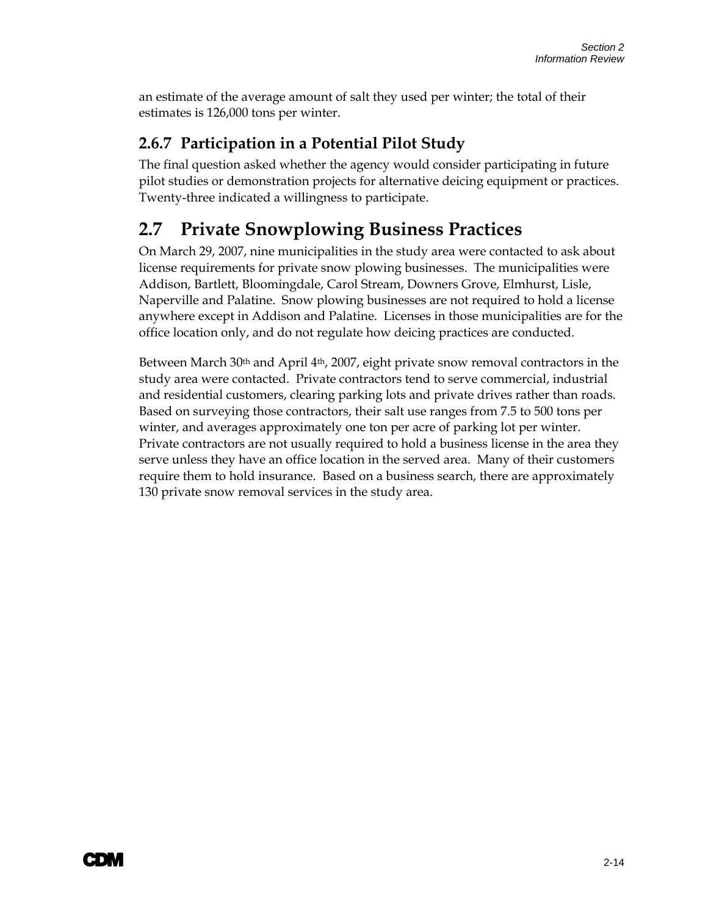an estimate of the average amount of salt they used per winter; the total of their estimates is 126,000 tons per winter.

### 2.6.7 Participation in a Potential Pilot Study

The final question asked whether the agency would consider participating in future pilot studies or demonstration projects for alternative deicing equipment or practices. Twenty-three indicated a willingness to participate.

## 2.7 Private Snowplowing Business Practices

On March 29, 2007, nine municipalities in the study area were contacted to ask about license requirements for private snow plowing businesses. The municipalities were Addison, Bartlett, Bloomingdale, Carol Stream, Downers Grove, Elmhurst, Lisle, Naperville and Palatine. Snow plowing businesses are not required to hold a license anywhere except in Addison and Palatine. Licenses in those municipalities are for the office location only, and do not regulate how deicing practices are conducted.

Between March 30th and April 4th, 2007, eight private snow removal contractors in the study area were contacted. Private contractors tend to serve commercial, industrial and residential customers, clearing parking lots and private drives rather than roads. Based on surveying those contractors, their salt use ranges from 7.5 to 500 tons per winter, and averages approximately one ton per acre of parking lot per winter. Private contractors are not usually required to hold a business license in the area they serve unless they have an office location in the served area. Many of their customers require them to hold insurance. Based on a business search, there are approximately 130 private snow removal services in the study area.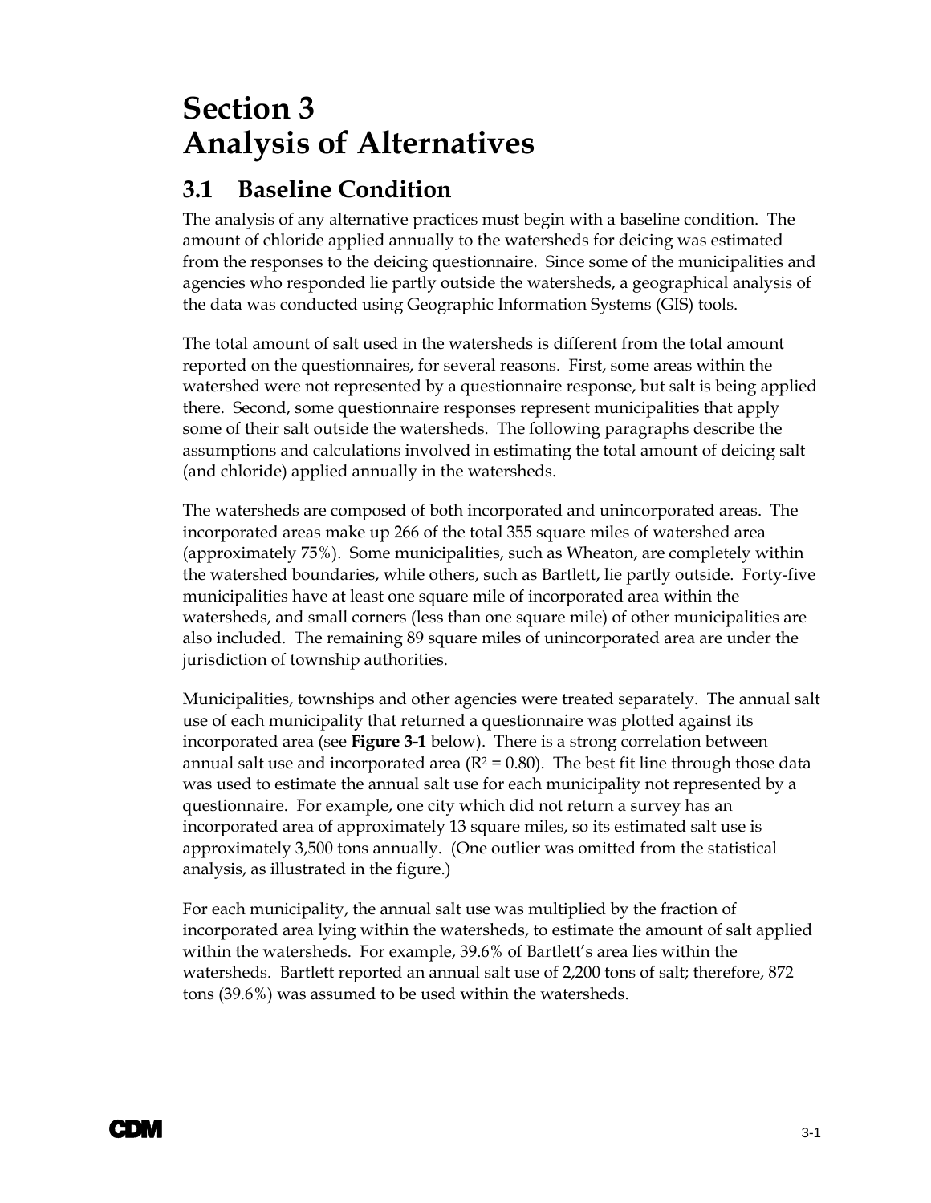# Section 3 Analysis of Alternatives

## 3.1 Baseline Condition

The analysis of any alternative practices must begin with a baseline condition. The amount of chloride applied annually to the watersheds for deicing was estimated from the responses to the deicing questionnaire. Since some of the municipalities and agencies who responded lie partly outside the watersheds, a geographical analysis of the data was conducted using Geographic Information Systems (GIS) tools.

The total amount of salt used in the watersheds is different from the total amount reported on the questionnaires, for several reasons. First, some areas within the watershed were not represented by a questionnaire response, but salt is being applied there. Second, some questionnaire responses represent municipalities that apply some of their salt outside the watersheds. The following paragraphs describe the assumptions and calculations involved in estimating the total amount of deicing salt (and chloride) applied annually in the watersheds.

The watersheds are composed of both incorporated and unincorporated areas. The incorporated areas make up 266 of the total 355 square miles of watershed area (approximately 75%). Some municipalities, such as Wheaton, are completely within the watershed boundaries, while others, such as Bartlett, lie partly outside. Forty-five municipalities have at least one square mile of incorporated area within the watersheds, and small corners (less than one square mile) of other municipalities are also included. The remaining 89 square miles of unincorporated area are under the jurisdiction of township authorities.

Municipalities, townships and other agencies were treated separately. The annual salt use of each municipality that returned a questionnaire was plotted against its incorporated area (see **Figure 3-1** below). There is a strong correlation between annual salt use and incorporated area ($R^2 = 0.80$). The best fit line through those data was used to estimate the annual salt use for each municipality not represented by a questionnaire. For example, one city which did not return a survey has an incorporated area of approximately 13 square miles, so its estimated salt use is approximately 3,500 tons annually. (One outlier was omitted from the statistical analysis, as illustrated in the figure.)

For each municipality, the annual salt use was multiplied by the fraction of incorporated area lying within the watersheds, to estimate the amount of salt applied within the watersheds. For example, 39.6% of Bartlett's area lies within the watersheds. Bartlett reported an annual salt use of 2,200 tons of salt; therefore, 872 tons (39.6%) was assumed to be used within the watersheds.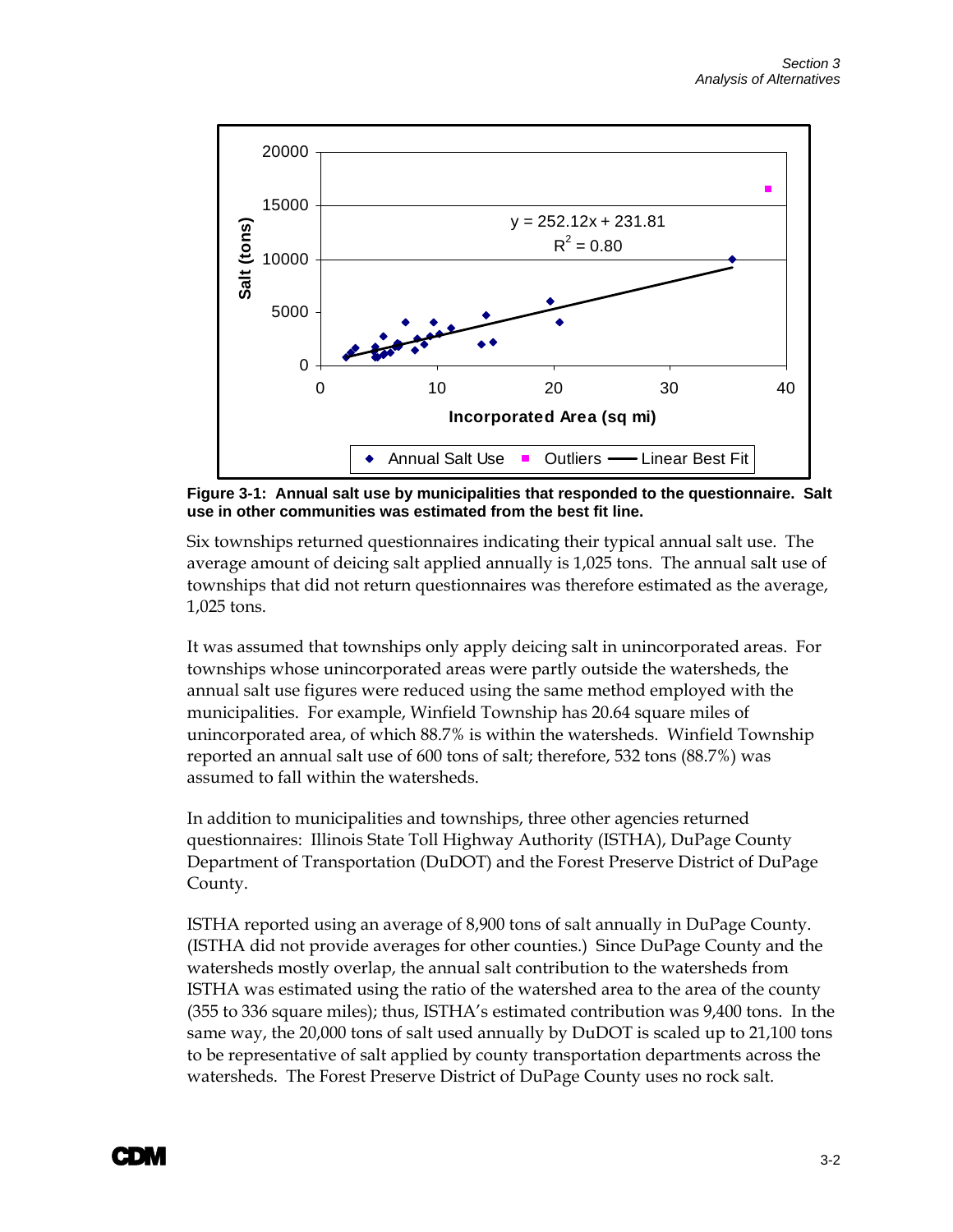**Figure 3-1: Annual salt use by municipalities that responded to the questionnaire. Salt use in other communities was estimated from the best fit line.**

Six townships returned questionnaires indicating their typical annual salt use. The average amount of deicing salt applied annually is 1,025 tons. The annual salt use of townships that did not return questionnaires was therefore estimated as the average, 1,025 tons.

It was assumed that townships only apply deicing salt in unincorporated areas. For townships whose unincorporated areas were partly outside the watersheds, the annual salt use figures were reduced using the same method employed with the municipalities. For example, Winfield Township has 20.64 square miles of unincorporated area, of which 88.7% is within the watersheds. Winfield Township reported an annual salt use of 600 tons of salt; therefore, 532 tons (88.7%) was assumed to fall within the watersheds.

In addition to municipalities and townships, three other agencies returned questionnaires: Illinois State Toll Highway Authority (ISTHA), DuPage County Department of Transportation (DuDOT) and the Forest Preserve District of DuPage County.

ISTHA reported using an average of 8,900 tons of salt annually in DuPage County. (ISTHA did not provide averages for other counties.) Since DuPage County and the watersheds mostly overlap, the annual salt contribution to the watersheds from ISTHA was estimated using the ratio of the watershed area to the area of the county (355 to 336 square miles); thus, ISTHA's estimated contribution was 9,400 tons. In the same way, the 20,000 tons of salt used annually by DuDOT is scaled up to 21,100 tons to be representative of salt applied by county transportation departments across the watersheds. The Forest Preserve District of DuPage County uses no rock salt.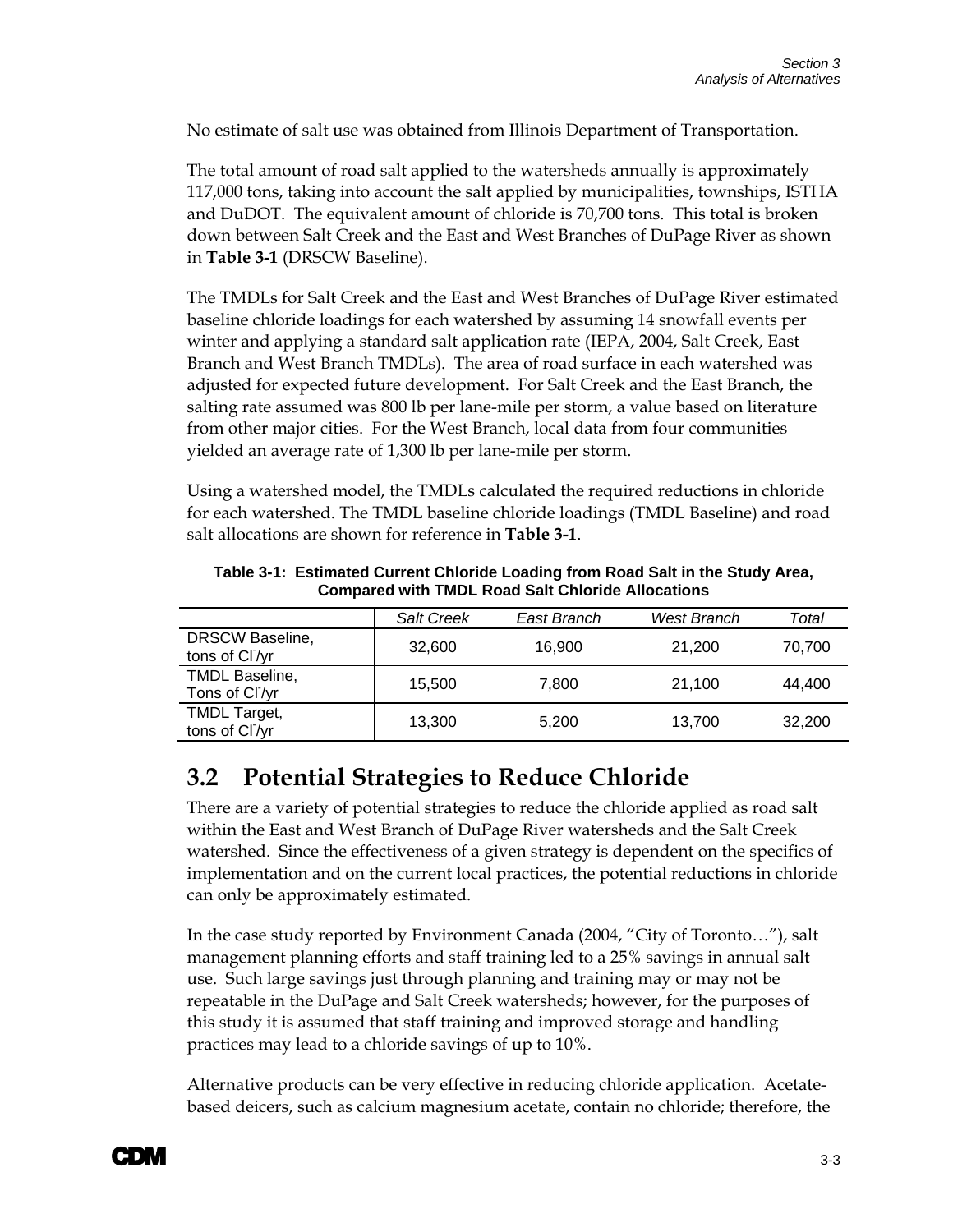No estimate of salt use was obtained from Illinois Department of Transportation.

The total amount of road salt applied to the watersheds annually is approximately 117,000 tons, taking into account the salt applied by municipalities, townships, ISTHA and DuDOT. The equivalent amount of chloride is 70,700 tons. This total is broken down between Salt Creek and the East and West Branches of DuPage River as shown in **Table 3-1** (DRSCW Baseline).

The TMDLs for Salt Creek and the East and West Branches of DuPage River estimated baseline chloride loadings for each watershed by assuming 14 snowfall events per winter and applying a standard salt application rate (IEPA, 2004, Salt Creek, East Branch and West Branch TMDLs). The area of road surface in each watershed was adjusted for expected future development. For Salt Creek and the East Branch, the salting rate assumed was 800 lb per lane-mile per storm, a value based on literature from other major cities. For the West Branch, local data from four communities yielded an average rate of 1,300 lb per lane-mile per storm.

Using a watershed model, the TMDLs calculated the required reductions in chloride for each watershed. The TMDL baseline chloride loadings (TMDL Baseline) and road salt allocations are shown for reference in **Table 3-1**.

**Table 3-1: Estimated Current Chloride Loading from Road Salt in the Study Area, Compared with TMDL Road Salt Chloride Allocations**

| | *Salt Creek* | *East Branch* | *West Branch* | *Total* |
|---|---|---|---|---|
| DRSCW Baseline, tons of $Cl^-$/yr | 32,600 | 16,900 | 21,200 | 70,700 |
| TMDL Baseline, Tons of $Cl^-$/yr | 15,500 | 7,800 | 21,100 | 44,400 |
| TMDL Target, tons of $Cl^-$/yr | 13,300 | 5,200 | 13,700 | 32,200 |

## 3.2 Potential Strategies to Reduce Chloride

There are a variety of potential strategies to reduce the chloride applied as road salt within the East and West Branch of DuPage River watersheds and the Salt Creek watershed. Since the effectiveness of a given strategy is dependent on the specifics of implementation and on the current local practices, the potential reductions in chloride can only be approximately estimated.

In the case study reported by Environment Canada (2004, "City of Toronto…"), salt management planning efforts and staff training led to a 25% savings in annual salt use. Such large savings just through planning and training may or may not be repeatable in the DuPage and Salt Creek watersheds; however, for the purposes of this study it is assumed that staff training and improved storage and handling practices may lead to a chloride savings of up to 10%.

Alternative products can be very effective in reducing chloride application. Acetate-based deicers, such as calcium magnesium acetate, contain no chloride; therefore, the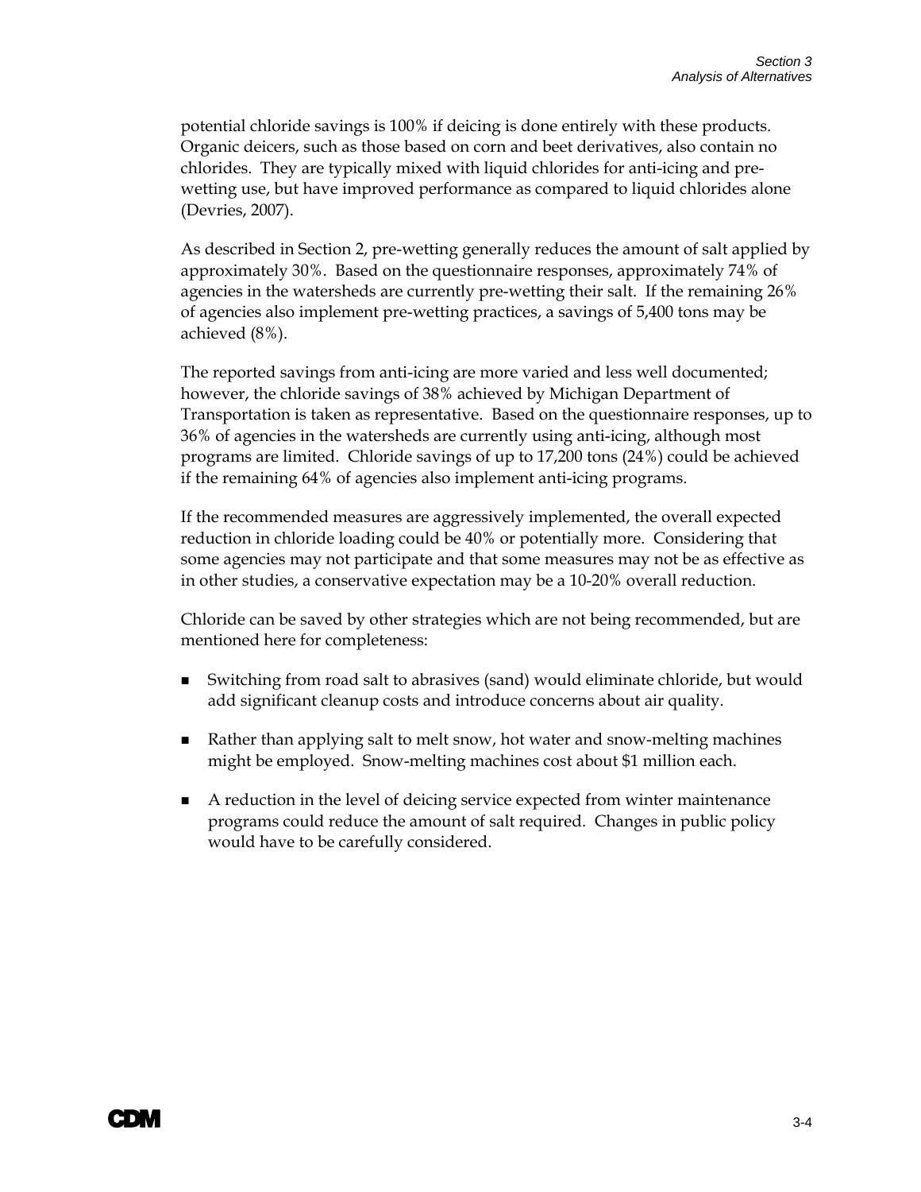potential chloride savings is 100% if deicing is done entirely with these products. Organic deicers, such as those based on corn and beet derivatives, also contain no chlorides. They are typically mixed with liquid chlorides for anti-icing and pre-wetting use, but have improved performance as compared to liquid chlorides alone (Devries, 2007).

As described in Section 2, pre-wetting generally reduces the amount of salt applied by approximately 30%. Based on the questionnaire responses, approximately 74% of agencies in the watersheds are currently pre-wetting their salt. If the remaining 26% of agencies also implement pre-wetting practices, a savings of 5,400 tons may be achieved (8%).

The reported savings from anti-icing are more varied and less well documented; however, the chloride savings of 38% achieved by Michigan Department of Transportation is taken as representative. Based on the questionnaire responses, up to 36% of agencies in the watersheds are currently using anti-icing, although most programs are limited. Chloride savings of up to 17,200 tons (24%) could be achieved if the remaining 64% of agencies also implement anti-icing programs.

If the recommended measures are aggressively implemented, the overall expected reduction in chloride loading could be 40% or potentially more. Considering that some agencies may not participate and that some measures may not be as effective as in other studies, a conservative expectation may be a 10-20% overall reduction.

Chloride can be saved by other strategies which are not being recommended, but are mentioned here for completeness:

- Switching from road salt to abrasives (sand) would eliminate chloride, but would add significant cleanup costs and introduce concerns about air quality.
- Rather than applying salt to melt snow, hot water and snow-melting machines might be employed. Snow-melting machines cost about $1 million each.
- A reduction in the level of deicing service expected from winter maintenance programs could reduce the amount of salt required. Changes in public policy would have to be carefully considered.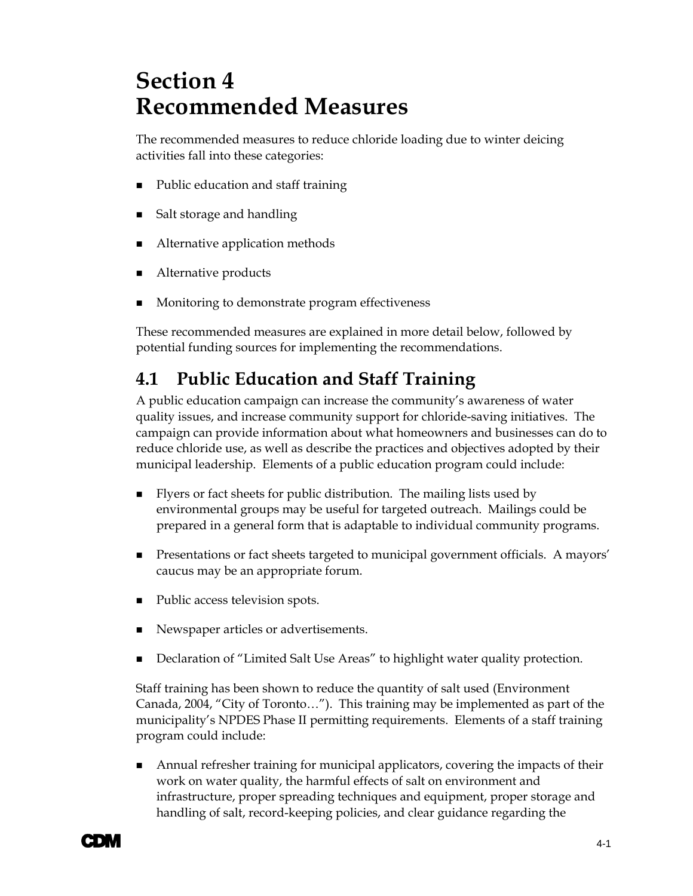# Section 4 Recommended Measures

The recommended measures to reduce chloride loading due to winter deicing activities fall into these categories:

- Public education and staff training
- Salt storage and handling
- Alternative application methods
- Alternative products
- Monitoring to demonstrate program effectiveness

These recommended measures are explained in more detail below, followed by potential funding sources for implementing the recommendations.

## 4.1 Public Education and Staff Training

A public education campaign can increase the community's awareness of water quality issues, and increase community support for chloride-saving initiatives. The campaign can provide information about what homeowners and businesses can do to reduce chloride use, as well as describe the practices and objectives adopted by their municipal leadership. Elements of a public education program could include:

- Flyers or fact sheets for public distribution. The mailing lists used by environmental groups may be useful for targeted outreach. Mailings could be prepared in a general form that is adaptable to individual community programs.
- Presentations or fact sheets targeted to municipal government officials. A mayors' caucus may be an appropriate forum.
- Public access television spots.
- Newspaper articles or advertisements.
- Declaration of "Limited Salt Use Areas" to highlight water quality protection.

Staff training has been shown to reduce the quantity of salt used (Environment Canada, 2004, "City of Toronto…"). This training may be implemented as part of the municipality's NPDES Phase II permitting requirements. Elements of a staff training program could include:

- Annual refresher training for municipal applicators, covering the impacts of their work on water quality, the harmful effects of salt on environment and infrastructure, proper spreading techniques and equipment, proper storage and handling of salt, record-keeping policies, and clear guidance regarding the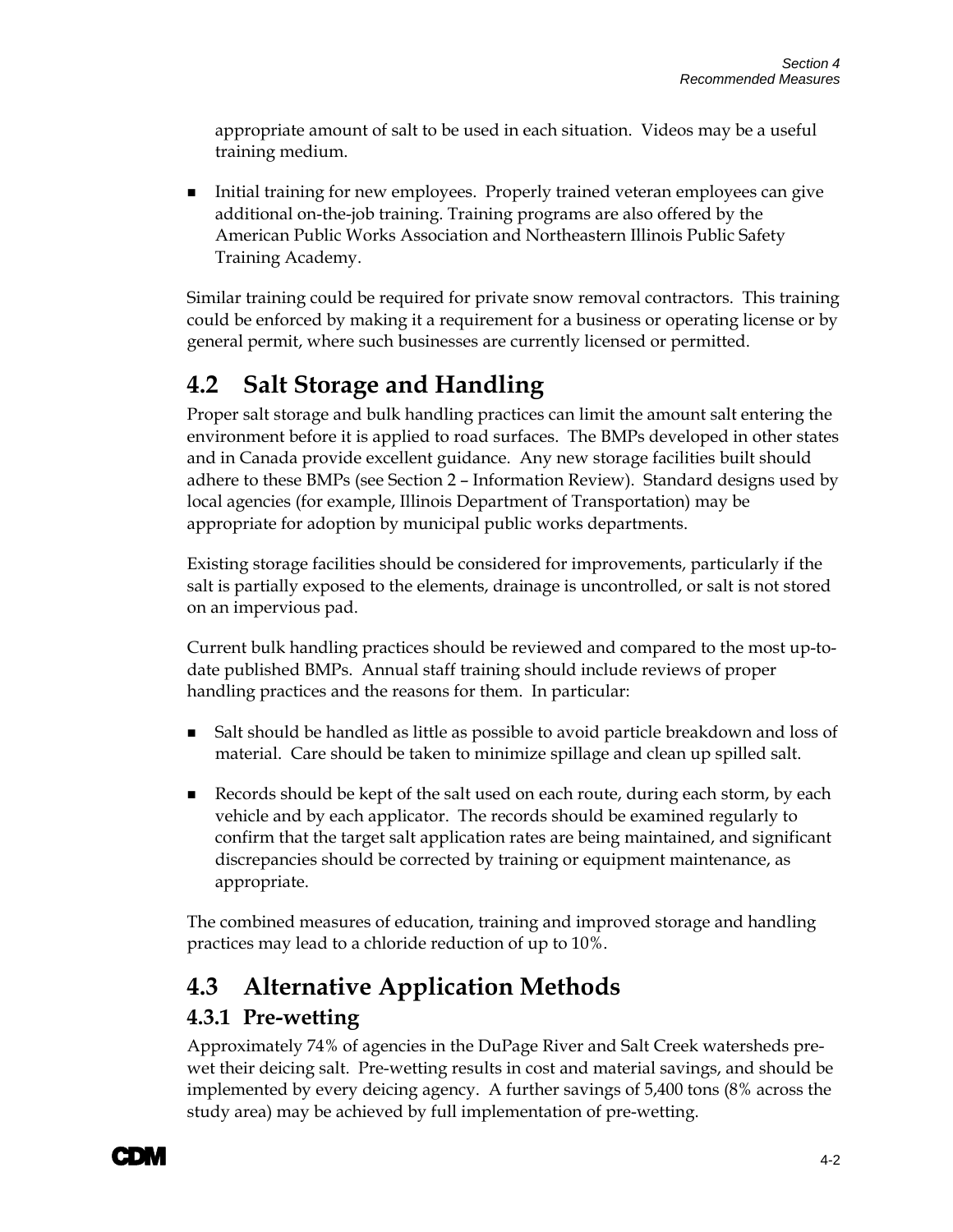appropriate amount of salt to be used in each situation. Videos may be a useful training medium.

- Initial training for new employees. Properly trained veteran employees can give additional on-the-job training. Training programs are also offered by the American Public Works Association and Northeastern Illinois Public Safety Training Academy.

Similar training could be required for private snow removal contractors. This training could be enforced by making it a requirement for a business or operating license or by general permit, where such businesses are currently licensed or permitted.

## 4.2 Salt Storage and Handling

Proper salt storage and bulk handling practices can limit the amount salt entering the environment before it is applied to road surfaces. The BMPs developed in other states and in Canada provide excellent guidance. Any new storage facilities built should adhere to these BMPs (see Section 2 – Information Review). Standard designs used by local agencies (for example, Illinois Department of Transportation) may be appropriate for adoption by municipal public works departments.

Existing storage facilities should be considered for improvements, particularly if the salt is partially exposed to the elements, drainage is uncontrolled, or salt is not stored on an impervious pad.

Current bulk handling practices should be reviewed and compared to the most up-to-date published BMPs. Annual staff training should include reviews of proper handling practices and the reasons for them. In particular:

- Salt should be handled as little as possible to avoid particle breakdown and loss of material. Care should be taken to minimize spillage and clean up spilled salt.
- Records should be kept of the salt used on each route, during each storm, by each vehicle and by each applicator. The records should be examined regularly to confirm that the target salt application rates are being maintained, and significant discrepancies should be corrected by training or equipment maintenance, as appropriate.

The combined measures of education, training and improved storage and handling practices may lead to a chloride reduction of up to 10%.

## 4.3 Alternative Application Methods

### 4.3.1 Pre-wetting

Approximately 74% of agencies in the DuPage River and Salt Creek watersheds pre-wet their deicing salt. Pre-wetting results in cost and material savings, and should be implemented by every deicing agency. A further savings of 5,400 tons (8% across the study area) may be achieved by full implementation of pre-wetting.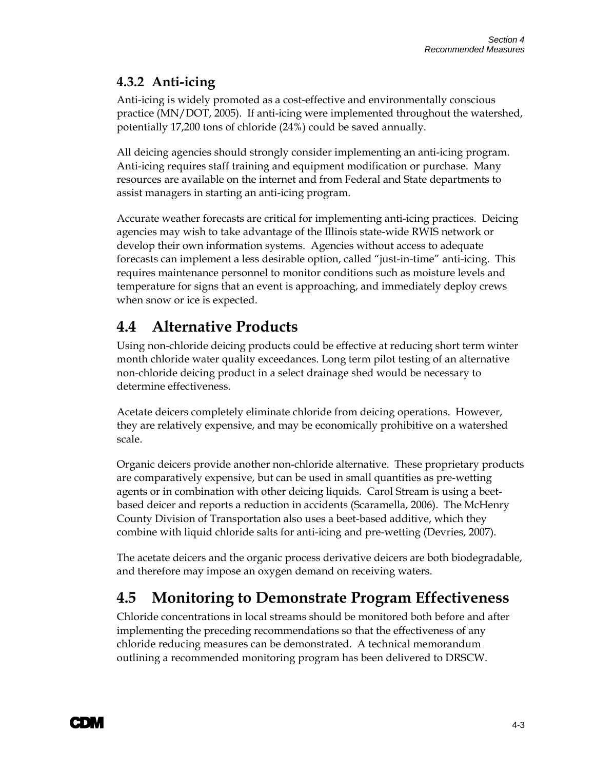### 4.3.2 Anti-icing

Anti-icing is widely promoted as a cost-effective and environmentally conscious practice (MN/DOT, 2005). If anti-icing were implemented throughout the watershed, potentially 17,200 tons of chloride (24%) could be saved annually.

All deicing agencies should strongly consider implementing an anti-icing program. Anti-icing requires staff training and equipment modification or purchase. Many resources are available on the internet and from Federal and State departments to assist managers in starting an anti-icing program.

Accurate weather forecasts are critical for implementing anti-icing practices. Deicing agencies may wish to take advantage of the Illinois state-wide RWIS network or develop their own information systems. Agencies without access to adequate forecasts can implement a less desirable option, called "just-in-time" anti-icing. This requires maintenance personnel to monitor conditions such as moisture levels and temperature for signs that an event is approaching, and immediately deploy crews when snow or ice is expected.

## 4.4 Alternative Products

Using non-chloride deicing products could be effective at reducing short term winter month chloride water quality exceedances. Long term pilot testing of an alternative non-chloride deicing product in a select drainage shed would be necessary to determine effectiveness.

Acetate deicers completely eliminate chloride from deicing operations. However, they are relatively expensive, and may be economically prohibitive on a watershed scale.

Organic deicers provide another non-chloride alternative. These proprietary products are comparatively expensive, but can be used in small quantities as pre-wetting agents or in combination with other deicing liquids. Carol Stream is using a beet-based deicer and reports a reduction in accidents (Scaramella, 2006). The McHenry County Division of Transportation also uses a beet-based additive, which they combine with liquid chloride salts for anti-icing and pre-wetting (Devries, 2007).

The acetate deicers and the organic process derivative deicers are both biodegradable, and therefore may impose an oxygen demand on receiving waters.

## 4.5 Monitoring to Demonstrate Program Effectiveness

Chloride concentrations in local streams should be monitored both before and after implementing the preceding recommendations so that the effectiveness of any chloride reducing measures can be demonstrated. A technical memorandum outlining a recommended monitoring program has been delivered to DRSCW.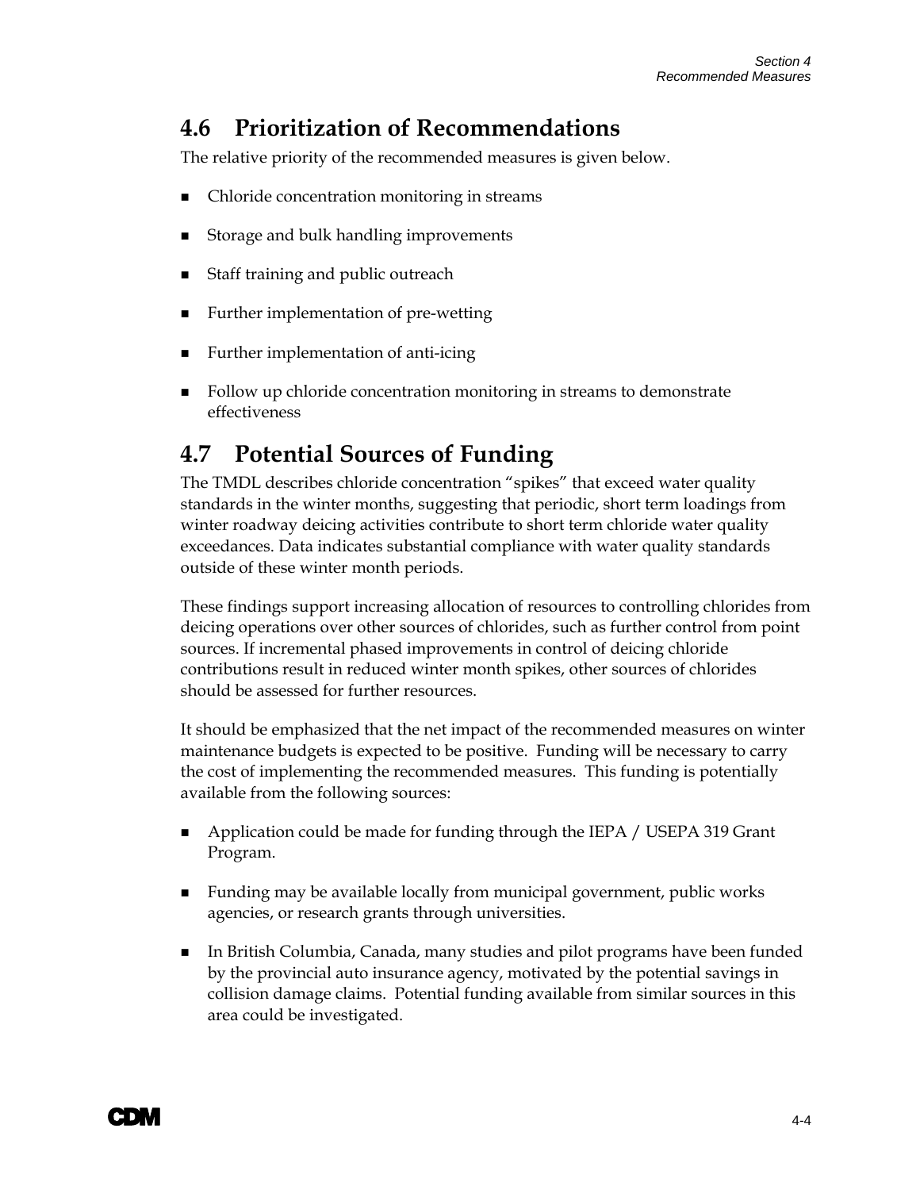## 4.6 Prioritization of Recommendations

The relative priority of the recommended measures is given below.

- Chloride concentration monitoring in streams
- Storage and bulk handling improvements
- Staff training and public outreach
- Further implementation of pre-wetting
- Further implementation of anti-icing
- Follow up chloride concentration monitoring in streams to demonstrate effectiveness

## 4.7 Potential Sources of Funding

The TMDL describes chloride concentration "spikes" that exceed water quality standards in the winter months, suggesting that periodic, short term loadings from winter roadway deicing activities contribute to short term chloride water quality exceedances. Data indicates substantial compliance with water quality standards outside of these winter month periods.

These findings support increasing allocation of resources to controlling chlorides from deicing operations over other sources of chlorides, such as further control from point sources. If incremental phased improvements in control of deicing chloride contributions result in reduced winter month spikes, other sources of chlorides should be assessed for further resources.

It should be emphasized that the net impact of the recommended measures on winter maintenance budgets is expected to be positive. Funding will be necessary to carry the cost of implementing the recommended measures. This funding is potentially available from the following sources:

- Application could be made for funding through the IEPA / USEPA 319 Grant Program.
- Funding may be available locally from municipal government, public works agencies, or research grants through universities.
- In British Columbia, Canada, many studies and pilot programs have been funded by the provincial auto insurance agency, motivated by the potential savings in collision damage claims. Potential funding available from similar sources in this area could be investigated.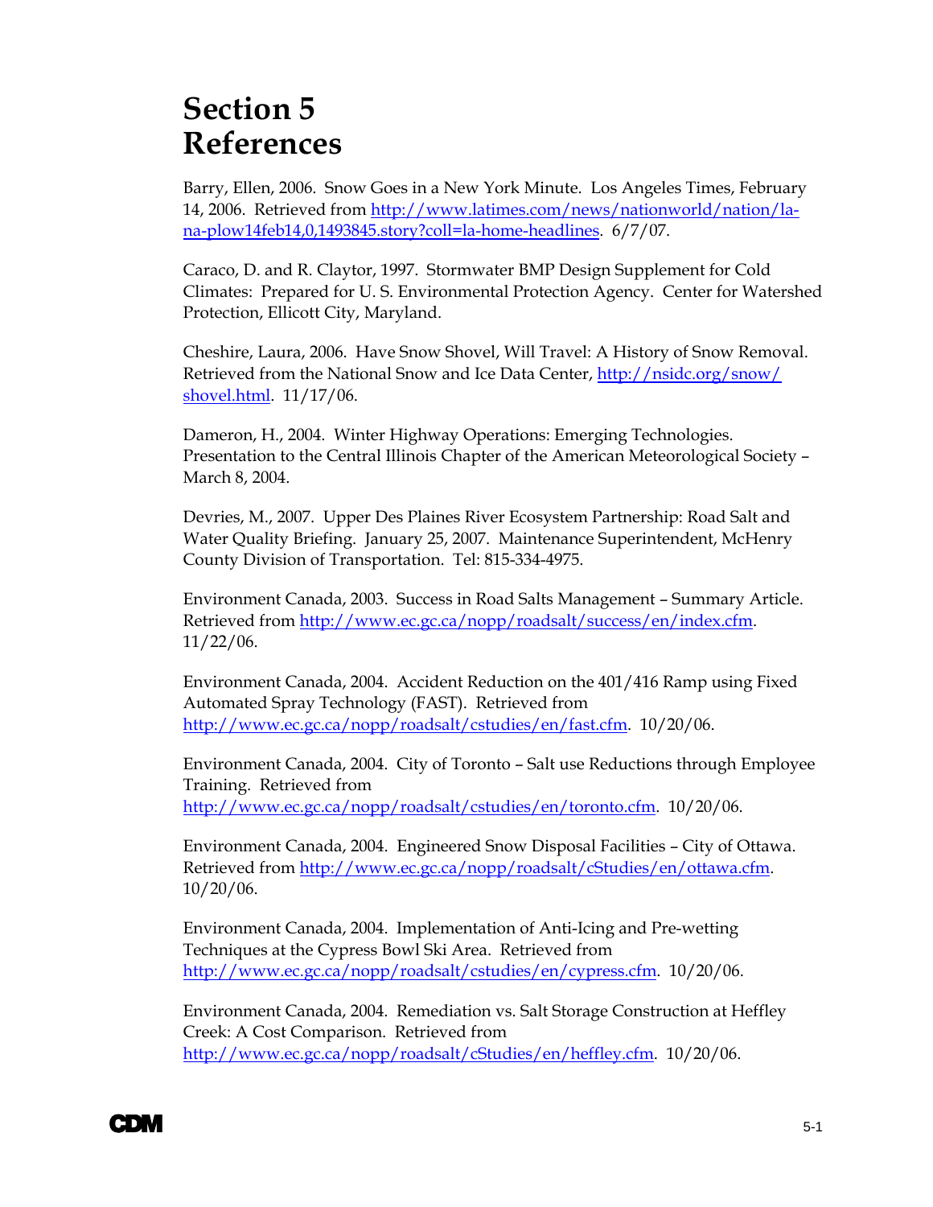# Section 5 References

Barry, Ellen, 2006. Snow Goes in a New York Minute. Los Angeles Times, February 14, 2006. Retrieved from http://www.latimes.com/news/nationworld/nation/la-na-plow14feb14,0,1493845.story?coll=la-home-headlines. 6/7/07.

Caraco, D. and R. Claytor, 1997. Stormwater BMP Design Supplement for Cold Climates: Prepared for U. S. Environmental Protection Agency. Center for Watershed Protection, Ellicott City, Maryland.

Cheshire, Laura, 2006. Have Snow Shovel, Will Travel: A History of Snow Removal. Retrieved from the National Snow and Ice Data Center, http://nsidc.org/snow/shovel.html. 11/17/06.

Dameron, H., 2004. Winter Highway Operations: Emerging Technologies. Presentation to the Central Illinois Chapter of the American Meteorological Society – March 8, 2004.

Devries, M., 2007. Upper Des Plaines River Ecosystem Partnership: Road Salt and Water Quality Briefing. January 25, 2007. Maintenance Superintendent, McHenry County Division of Transportation. Tel: 815-334-4975.

Environment Canada, 2003. Success in Road Salts Management – Summary Article. Retrieved from http://www.ec.gc.ca/nopp/roadsalt/success/en/index.cfm. 11/22/06.

Environment Canada, 2004. Accident Reduction on the 401/416 Ramp using Fixed Automated Spray Technology (FAST). Retrieved from http://www.ec.gc.ca/nopp/roadsalt/cstudies/en/fast.cfm. 10/20/06.

Environment Canada, 2004. City of Toronto – Salt use Reductions through Employee Training. Retrieved from http://www.ec.gc.ca/nopp/roadsalt/cstudies/en/toronto.cfm. 10/20/06.

Environment Canada, 2004. Engineered Snow Disposal Facilities – City of Ottawa. Retrieved from http://www.ec.gc.ca/nopp/roadsalt/cStudies/en/ottawa.cfm. 10/20/06.

Environment Canada, 2004. Implementation of Anti-Icing and Pre-wetting Techniques at the Cypress Bowl Ski Area. Retrieved from http://www.ec.gc.ca/nopp/roadsalt/cstudies/en/cypress.cfm. 10/20/06.

Environment Canada, 2004. Remediation vs. Salt Storage Construction at Heffley Creek: A Cost Comparison. Retrieved from http://www.ec.gc.ca/nopp/roadsalt/cStudies/en/heffley.cfm. 10/20/06.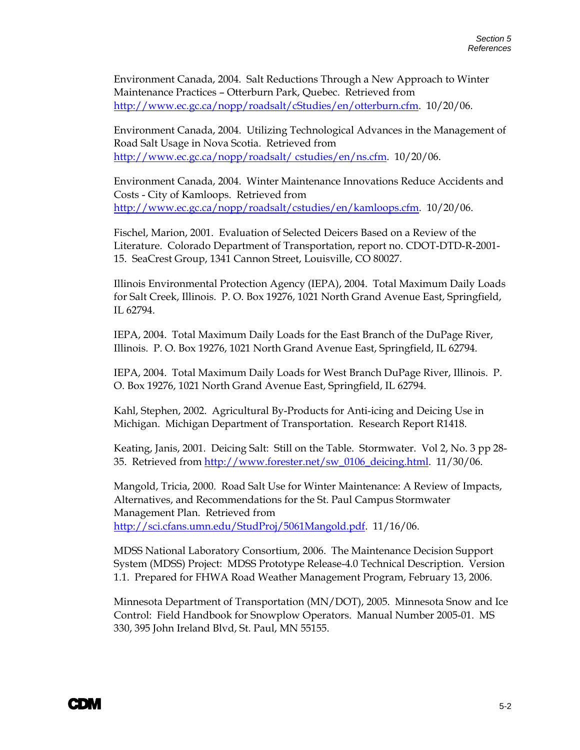Environment Canada, 2004. Salt Reductions Through a New Approach to Winter Maintenance Practices – Otterburn Park, Quebec. Retrieved from http://www.ec.gc.ca/nopp/roadsalt/cStudies/en/otterburn.cfm. 10/20/06.

Environment Canada, 2004. Utilizing Technological Advances in the Management of Road Salt Usage in Nova Scotia. Retrieved from http://www.ec.gc.ca/nopp/roadsalt/ cstudies/en/ns.cfm. 10/20/06.

Environment Canada, 2004. Winter Maintenance Innovations Reduce Accidents and Costs - City of Kamloops. Retrieved from http://www.ec.gc.ca/nopp/roadsalt/cstudies/en/kamloops.cfm. 10/20/06.

Fischel, Marion, 2001. Evaluation of Selected Deicers Based on a Review of the Literature. Colorado Department of Transportation, report no. CDOT-DTD-R-2001-15. SeaCrest Group, 1341 Cannon Street, Louisville, CO 80027.

Illinois Environmental Protection Agency (IEPA), 2004. Total Maximum Daily Loads for Salt Creek, Illinois. P. O. Box 19276, 1021 North Grand Avenue East, Springfield, IL 62794.

IEPA, 2004. Total Maximum Daily Loads for the East Branch of the DuPage River, Illinois. P. O. Box 19276, 1021 North Grand Avenue East, Springfield, IL 62794.

IEPA, 2004. Total Maximum Daily Loads for West Branch DuPage River, Illinois. P. O. Box 19276, 1021 North Grand Avenue East, Springfield, IL 62794.

Kahl, Stephen, 2002. Agricultural By-Products for Anti-icing and Deicing Use in Michigan. Michigan Department of Transportation. Research Report R1418.

Keating, Janis, 2001. Deicing Salt: Still on the Table. Stormwater. Vol 2, No. 3 pp 28-35. Retrieved from http://www.forester.net/sw_0106_deicing.html. 11/30/06.

Mangold, Tricia, 2000. Road Salt Use for Winter Maintenance: A Review of Impacts, Alternatives, and Recommendations for the St. Paul Campus Stormwater Management Plan. Retrieved from http://sci.cfans.umn.edu/StudProj/5061Mangold.pdf. 11/16/06.

MDSS National Laboratory Consortium, 2006. The Maintenance Decision Support System (MDSS) Project: MDSS Prototype Release-4.0 Technical Description. Version 1.1. Prepared for FHWA Road Weather Management Program, February 13, 2006.

Minnesota Department of Transportation (MN/DOT), 2005. Minnesota Snow and Ice Control: Field Handbook for Snowplow Operators. Manual Number 2005-01. MS 330, 395 John Ireland Blvd, St. Paul, MN 55155.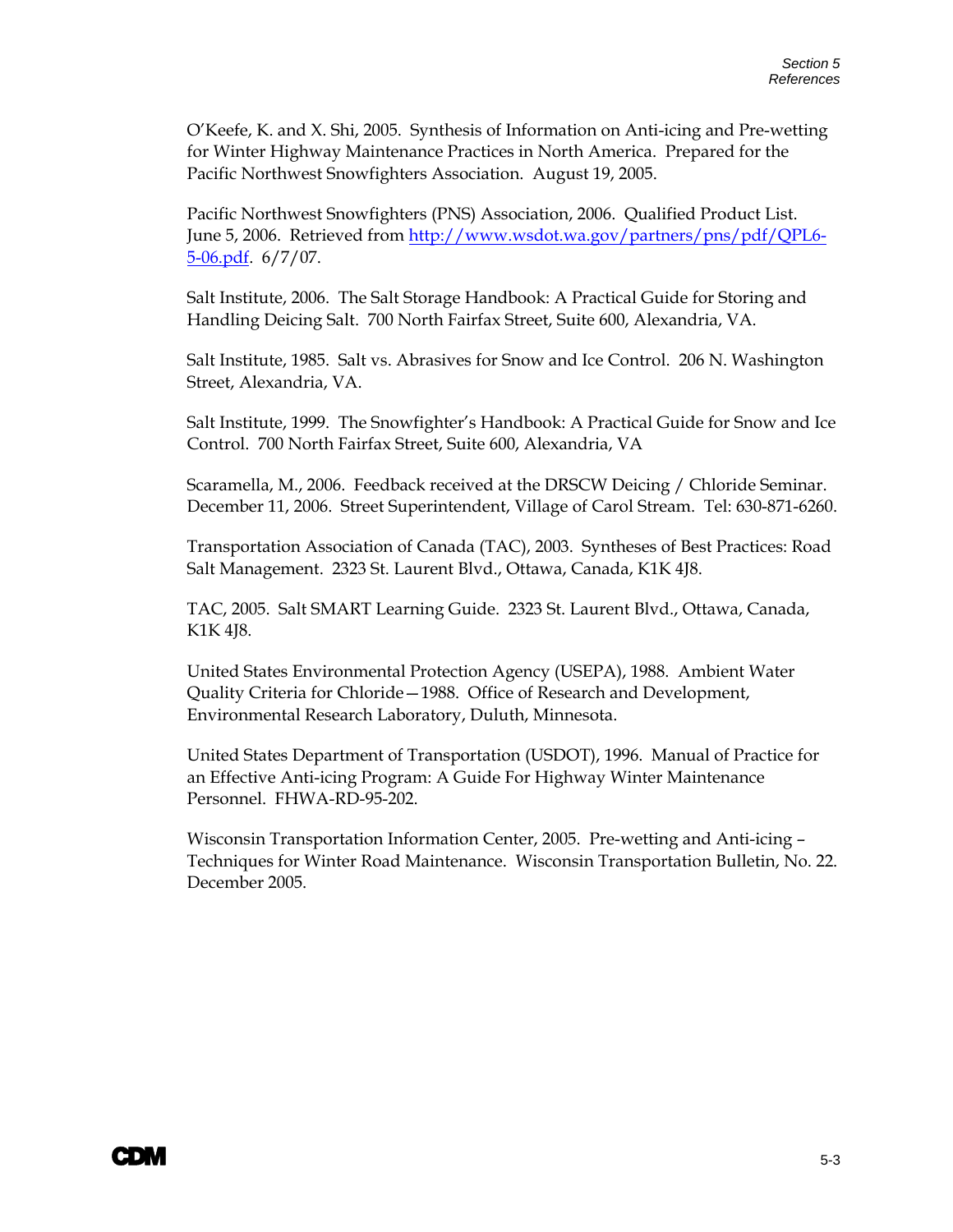O'Keefe, K. and X. Shi, 2005. Synthesis of Information on Anti-icing and Pre-wetting for Winter Highway Maintenance Practices in North America. Prepared for the Pacific Northwest Snowfighters Association. August 19, 2005.

Pacific Northwest Snowfighters (PNS) Association, 2006. Qualified Product List. June 5, 2006. Retrieved from http://www.wsdot.wa.gov/partners/pns/pdf/QPL6-5-06.pdf. 6/7/07.

Salt Institute, 2006. The Salt Storage Handbook: A Practical Guide for Storing and Handling Deicing Salt. 700 North Fairfax Street, Suite 600, Alexandria, VA.

Salt Institute, 1985. Salt vs. Abrasives for Snow and Ice Control. 206 N. Washington Street, Alexandria, VA.

Salt Institute, 1999. The Snowfighter's Handbook: A Practical Guide for Snow and Ice Control. 700 North Fairfax Street, Suite 600, Alexandria, VA

Scaramella, M., 2006. Feedback received at the DRSCW Deicing / Chloride Seminar. December 11, 2006. Street Superintendent, Village of Carol Stream. Tel: 630-871-6260.

Transportation Association of Canada (TAC), 2003. Syntheses of Best Practices: Road Salt Management. 2323 St. Laurent Blvd., Ottawa, Canada, K1K 4J8.

TAC, 2005. Salt SMART Learning Guide. 2323 St. Laurent Blvd., Ottawa, Canada, K1K 4J8.

United States Environmental Protection Agency (USEPA), 1988. Ambient Water Quality Criteria for Chloride—1988. Office of Research and Development, Environmental Research Laboratory, Duluth, Minnesota.

United States Department of Transportation (USDOT), 1996. Manual of Practice for an Effective Anti-icing Program: A Guide For Highway Winter Maintenance Personnel. FHWA-RD-95-202.

Wisconsin Transportation Information Center, 2005. Pre-wetting and Anti-icing – Techniques for Winter Road Maintenance. Wisconsin Transportation Bulletin, No. 22. December 2005.